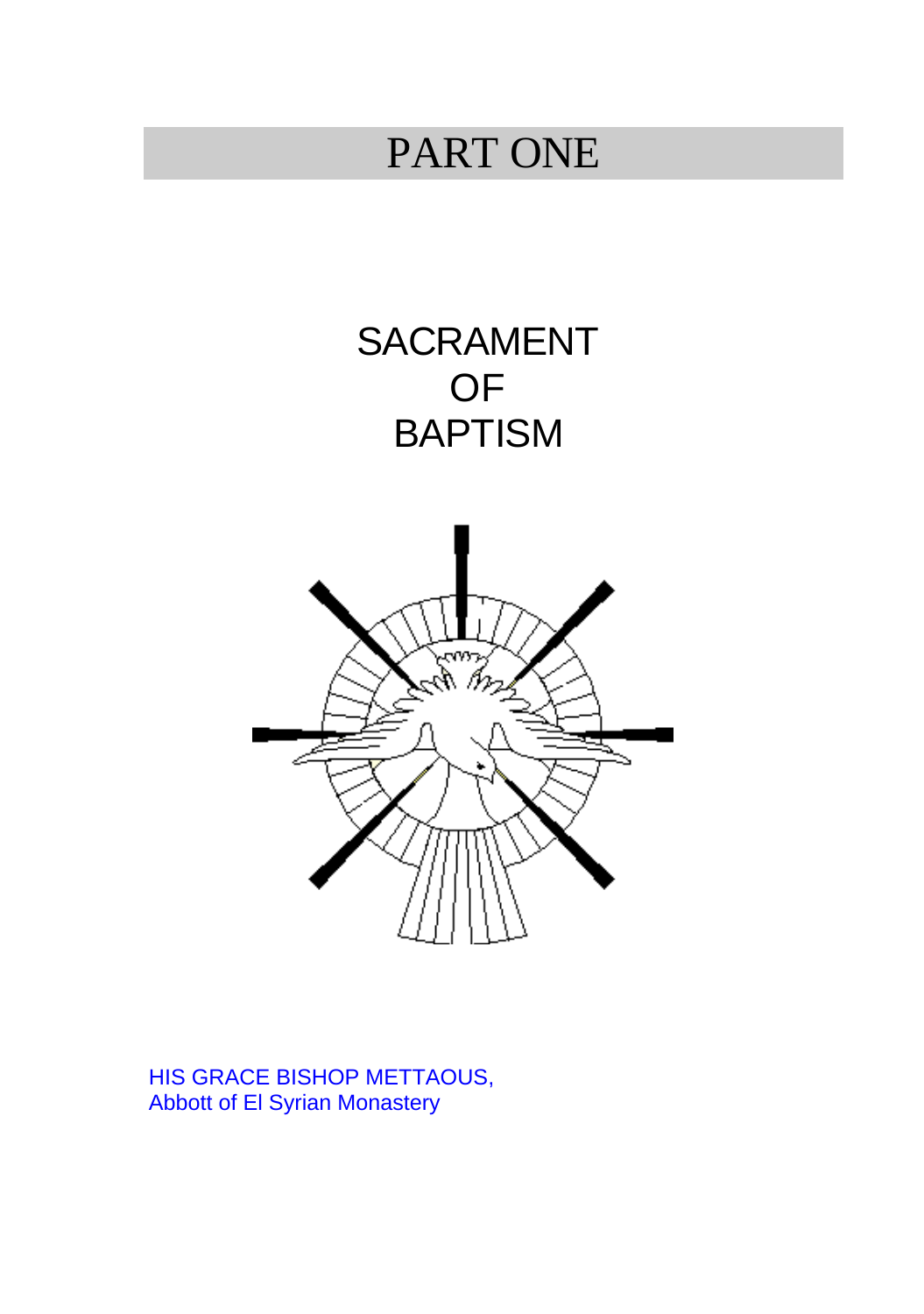# PART ONE

## SACRAMENT OF BAPTISM

HIS GRACE BISHOP METTAOUS,
Abbott of El Syrian Monastery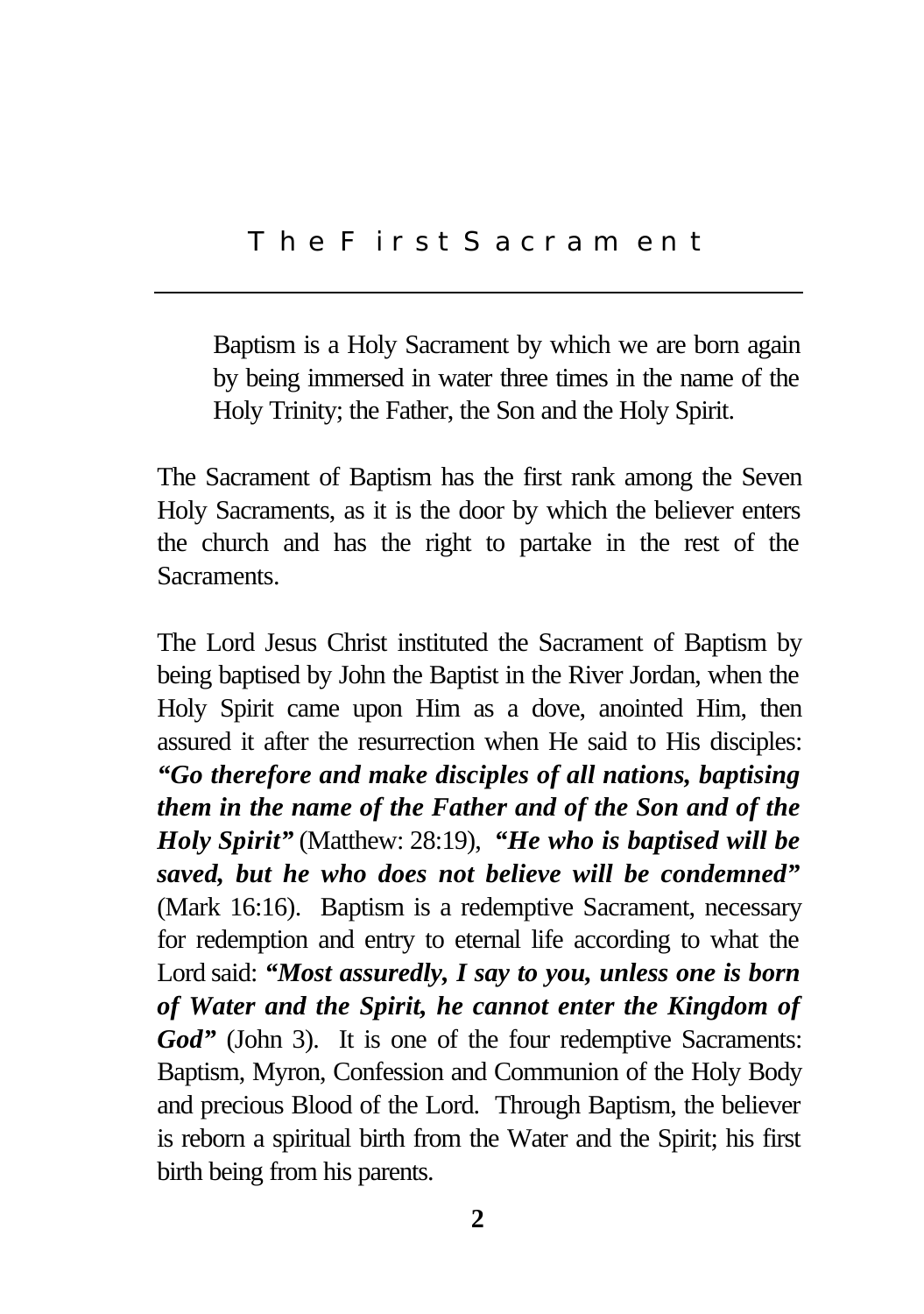## The First Sacrament

> Baptism is a Holy Sacrament by which we are born again by being immersed in water three times in the name of the Holy Trinity; the Father, the Son and the Holy Spirit.

The Sacrament of Baptism has the first rank among the Seven Holy Sacraments, as it is the door by which the believer enters the church and has the right to partake in the rest of the Sacraments.

The Lord Jesus Christ instituted the Sacrament of Baptism by being baptised by John the Baptist in the River Jordan, when the Holy Spirit came upon Him as a dove, anointed Him, then assured it after the resurrection when He said to His disciples: ***"Go therefore and make disciples of all nations, baptising them in the name of the Father and of the Son and of the Holy Spirit"*** (Matthew: 28:19), ***"He who is baptised will be saved, but he who does not believe will be condemned"*** (Mark 16:16). Baptism is a redemptive Sacrament, necessary for redemption and entry to eternal life according to what the Lord said: ***"Most assuredly, I say to you, unless one is born of Water and the Spirit, he cannot enter the Kingdom of God"*** (John 3). It is one of the four redemptive Sacraments: Baptism, Myron, Confession and Communion of the Holy Body and precious Blood of the Lord. Through Baptism, the believer is reborn a spiritual birth from the Water and the Spirit; his first birth being from his parents.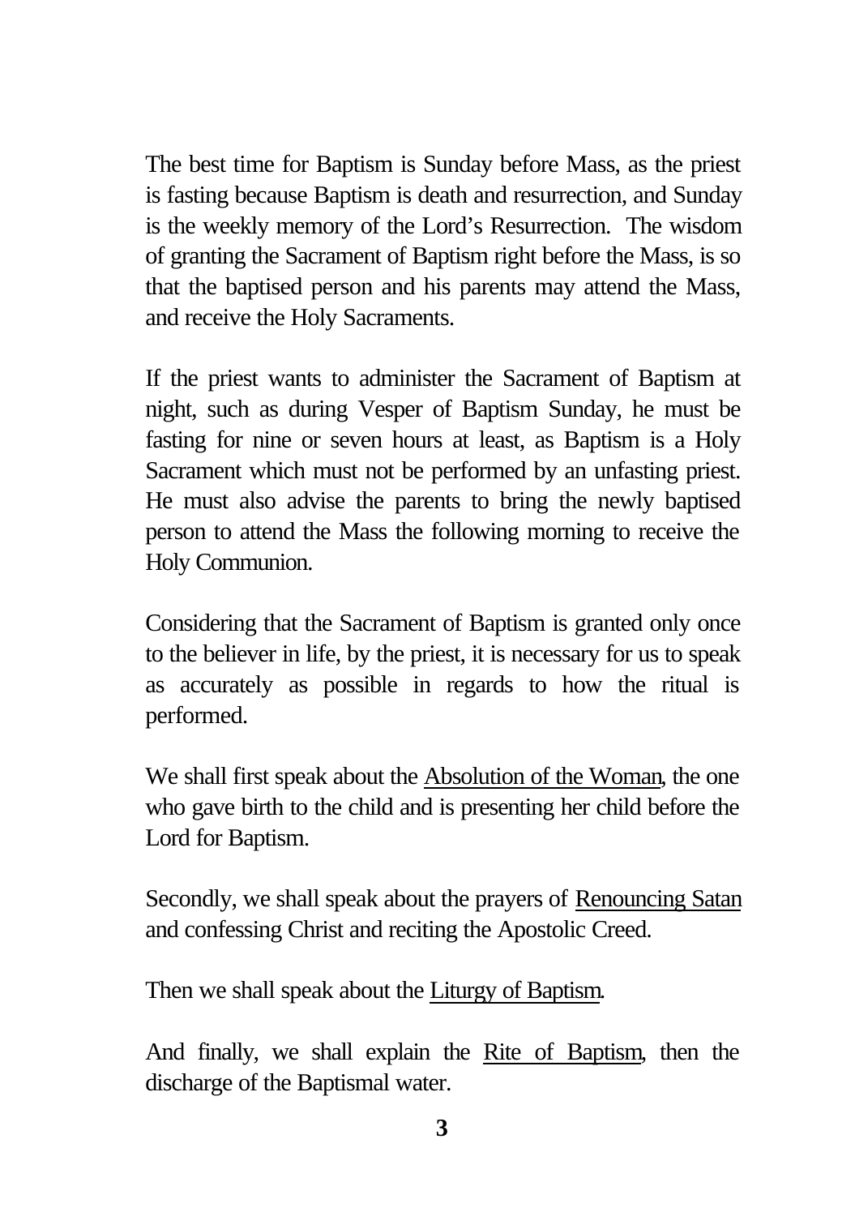The best time for Baptism is Sunday before Mass, as the priest is fasting because Baptism is death and resurrection, and Sunday is the weekly memory of the Lord's Resurrection. The wisdom of granting the Sacrament of Baptism right before the Mass, is so that the baptised person and his parents may attend the Mass, and receive the Holy Sacraments.

If the priest wants to administer the Sacrament of Baptism at night, such as during Vesper of Baptism Sunday, he must be fasting for nine or seven hours at least, as Baptism is a Holy Sacrament which must not be performed by an unfasting priest. He must also advise the parents to bring the newly baptised person to attend the Mass the following morning to receive the Holy Communion.

Considering that the Sacrament of Baptism is granted only once to the believer in life, by the priest, it is necessary for us to speak as accurately as possible in regards to how the ritual is performed.

We shall first speak about the <u>Absolution of the Woman</u>, the one who gave birth to the child and is presenting her child before the Lord for Baptism.

Secondly, we shall speak about the prayers of <u>Renouncing Satan</u> and confessing Christ and reciting the Apostolic Creed.

Then we shall speak about the <u>Liturgy of Baptism</u>.

And finally, we shall explain the <u>Rite of Baptism</u>, then the discharge of the Baptismal water.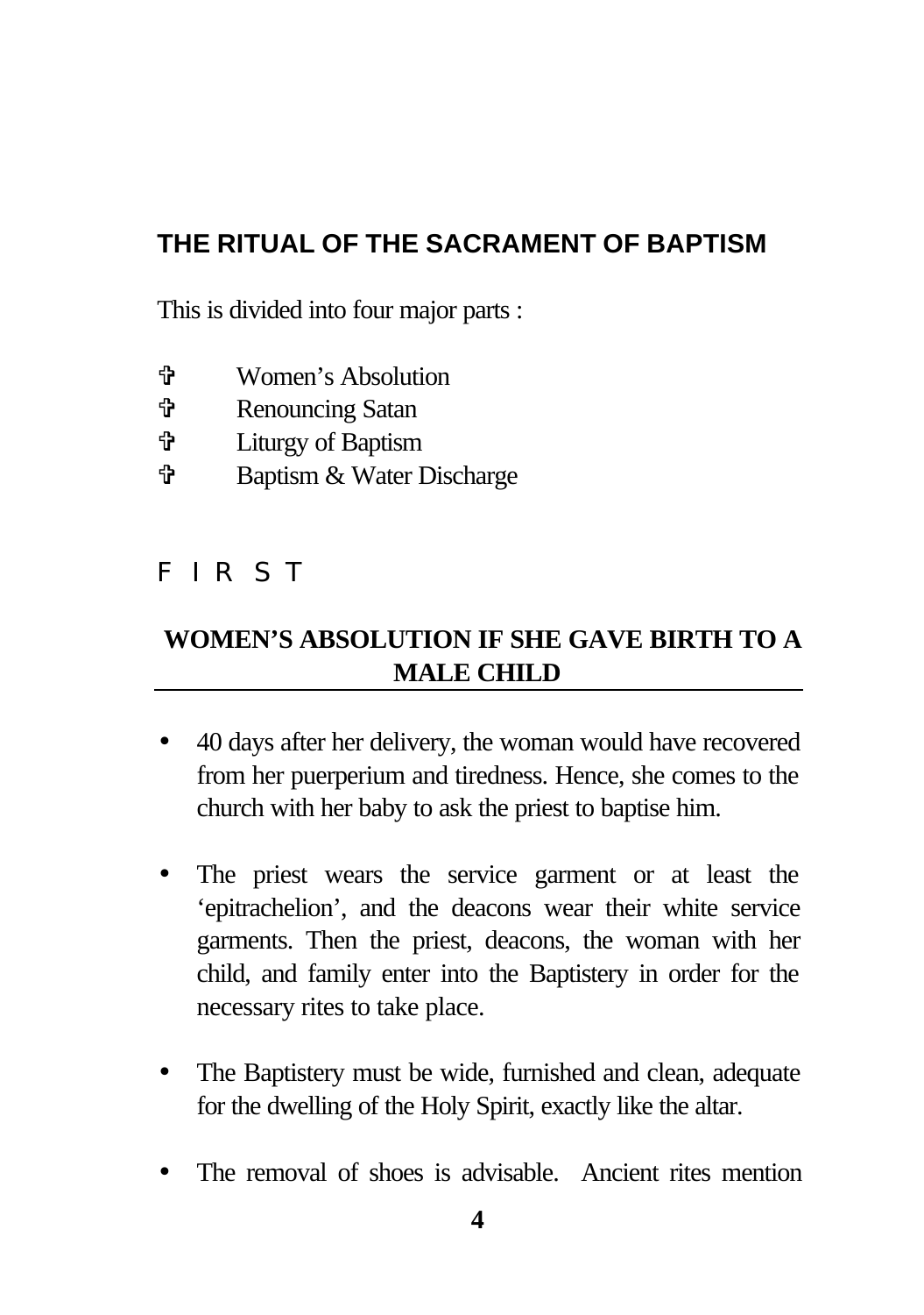## THE RITUAL OF THE SACRAMENT OF BAPTISM

This is divided into four major parts :

- ✞ Women's Absolution
- ✞ Renouncing Satan
- ✞ Liturgy of Baptism
- ✞ Baptism & Water Discharge

FIRST

### WOMEN'S ABSOLUTION IF SHE GAVE BIRTH TO A MALE CHILD

- 40 days after her delivery, the woman would have recovered from her puerperium and tiredness. Hence, she comes to the church with her baby to ask the priest to baptise him.
- The priest wears the service garment or at least the 'epitrachelion', and the deacons wear their white service garments. Then the priest, deacons, the woman with her child, and family enter into the Baptistery in order for the necessary rites to take place.
- The Baptistery must be wide, furnished and clean, adequate for the dwelling of the Holy Spirit, exactly like the altar.
- The removal of shoes is advisable. Ancient rites mention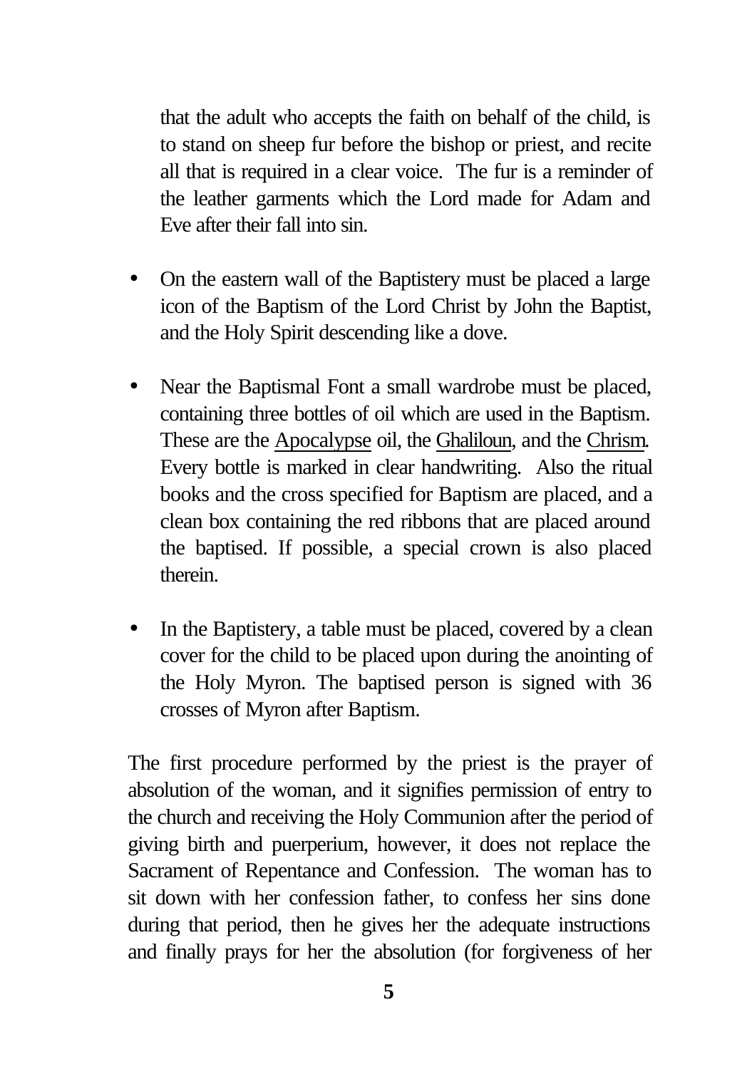that the adult who accepts the faith on behalf of the child, is to stand on sheep fur before the bishop or priest, and recite all that is required in a clear voice. The fur is a reminder of the leather garments which the Lord made for Adam and Eve after their fall into sin.

- On the eastern wall of the Baptistery must be placed a large icon of the Baptism of the Lord Christ by John the Baptist, and the Holy Spirit descending like a dove.

- Near the Baptismal Font a small wardrobe must be placed, containing three bottles of oil which are used in the Baptism. These are the <u>Apocalypse</u> oil, the <u>Ghaliloun</u>, and the <u>Chrism</u>. Every bottle is marked in clear handwriting. Also the ritual books and the cross specified for Baptism are placed, and a clean box containing the red ribbons that are placed around the baptised. If possible, a special crown is also placed therein.

- In the Baptistery, a table must be placed, covered by a clean cover for the child to be placed upon during the anointing of the Holy Myron. The baptised person is signed with 36 crosses of Myron after Baptism.

The first procedure performed by the priest is the prayer of absolution of the woman, and it signifies permission of entry to the church and receiving the Holy Communion after the period of giving birth and puerperium, however, it does not replace the Sacrament of Repentance and Confession. The woman has to sit down with her confession father, to confess her sins done during that period, then he gives her the adequate instructions and finally prays for her the absolution (for forgiveness of her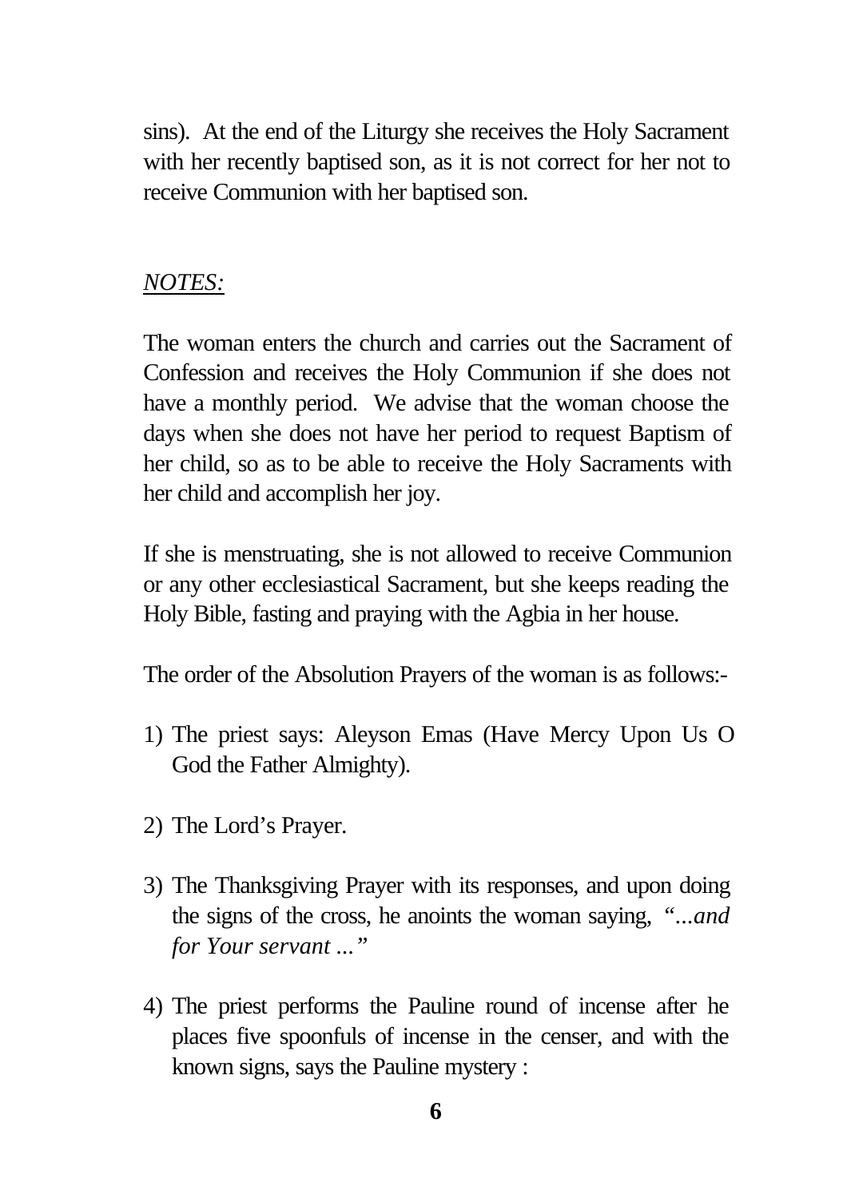sins). At the end of the Liturgy she receives the Holy Sacrament with her recently baptised son, as it is not correct for her not to receive Communion with her baptised son.

*NOTES:*

The woman enters the church and carries out the Sacrament of Confession and receives the Holy Communion if she does not have a monthly period. We advise that the woman choose the days when she does not have her period to request Baptism of her child, so as to be able to receive the Holy Sacraments with her child and accomplish her joy.

If she is menstruating, she is not allowed to receive Communion or any other ecclesiastical Sacrament, but she keeps reading the Holy Bible, fasting and praying with the Agbia in her house.

The order of the Absolution Prayers of the woman is as follows:-

1) The priest says: Aleyson Emas (Have Mercy Upon Us O God the Father Almighty).

2) The Lord's Prayer.

3) The Thanksgiving Prayer with its responses, and upon doing the signs of the cross, he anoints the woman saying, *"...and for Your servant ..."*

4) The priest performs the Pauline round of incense after he places five spoonfuls of incense in the censer, and with the known signs, says the Pauline mystery :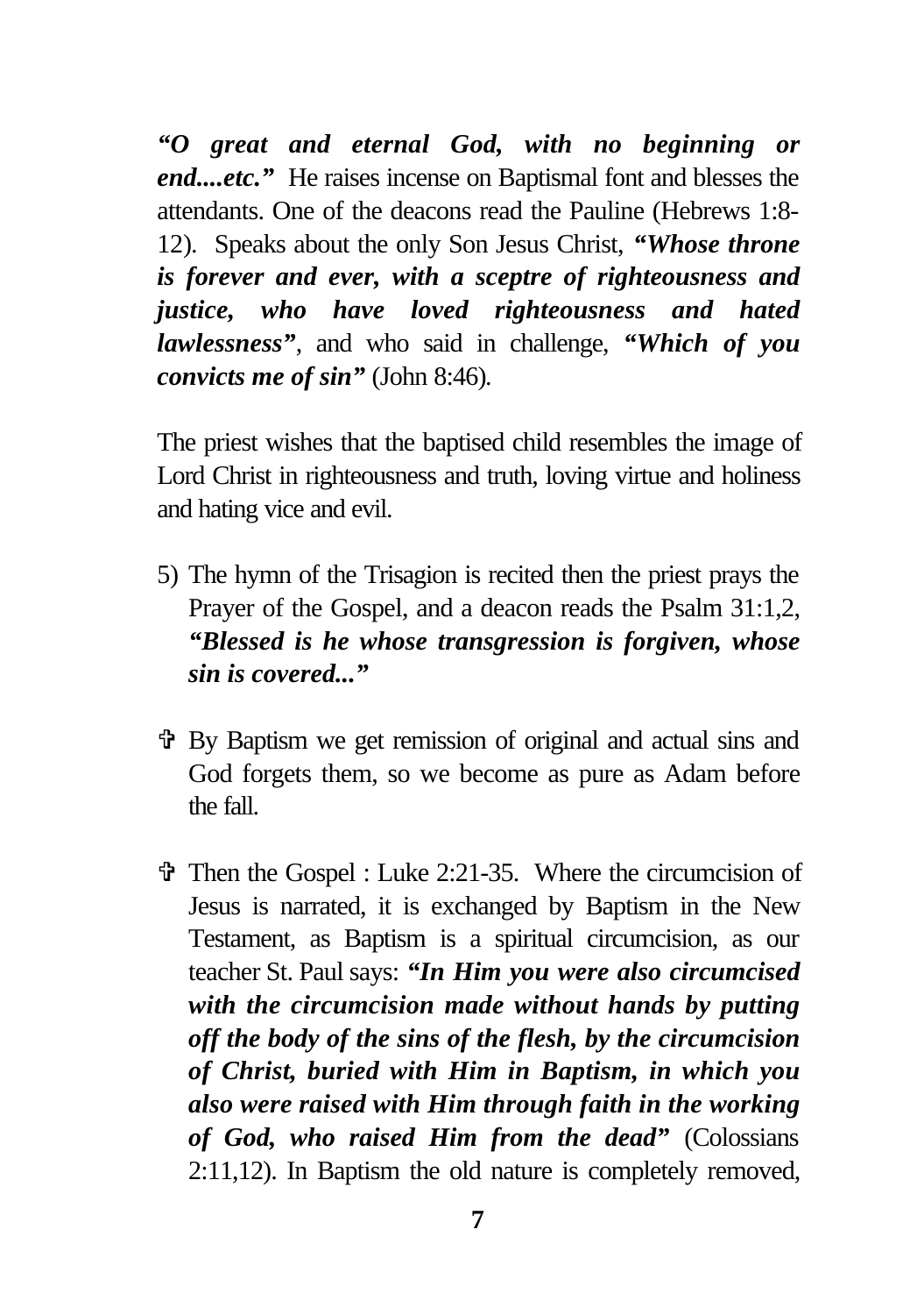***"O great and eternal God, with no beginning or end....etc."*** He raises incense on Baptismal font and blesses the attendants. One of the deacons read the Pauline (Hebrews 1:8-12). Speaks about the only Son Jesus Christ, ***"Whose throne is forever and ever, with a sceptre of righteousness and justice, who have loved righteousness and hated lawlessness"***, and who said in challenge, ***"Which of you convicts me of sin"*** (John 8:46).

The priest wishes that the baptised child resembles the image of Lord Christ in righteousness and truth, loving virtue and holiness and hating vice and evil.

5) The hymn of the Trisagion is recited then the priest prays the Prayer of the Gospel, and a deacon reads the Psalm 31:1,2, ***"Blessed is he whose transgression is forgiven, whose sin is covered..."***

- ✞ By Baptism we get remission of original and actual sins and God forgets them, so we become as pure as Adam before the fall.

- ✞ Then the Gospel : Luke 2:21-35. Where the circumcision of Jesus is narrated, it is exchanged by Baptism in the New Testament, as Baptism is a spiritual circumcision, as our teacher St. Paul says: ***"In Him you were also circumcised with the circumcision made without hands by putting off the body of the sins of the flesh, by the circumcision of Christ, buried with Him in Baptism, in which you also were raised with Him through faith in the working of God, who raised Him from the dead"*** (Colossians 2:11,12). In Baptism the old nature is completely removed,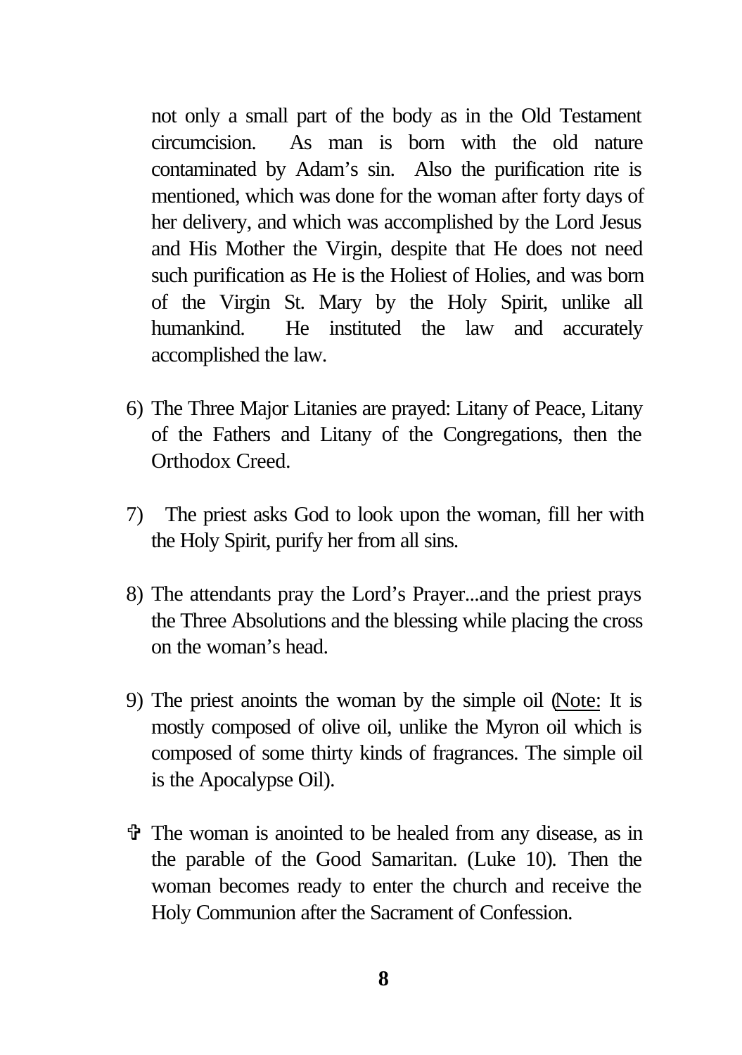not only a small part of the body as in the Old Testament circumcision. As man is born with the old nature contaminated by Adam's sin. Also the purification rite is mentioned, which was done for the woman after forty days of her delivery, and which was accomplished by the Lord Jesus and His Mother the Virgin, despite that He does not need such purification as He is the Holiest of Holies, and was born of the Virgin St. Mary by the Holy Spirit, unlike all humankind. He instituted the law and accurately accomplished the law.

6) The Three Major Litanies are prayed: Litany of Peace, Litany of the Fathers and Litany of the Congregations, then the Orthodox Creed.

7) The priest asks God to look upon the woman, fill her with the Holy Spirit, purify her from all sins.

8) The attendants pray the Lord's Prayer...and the priest prays the Three Absolutions and the blessing while placing the cross on the woman's head.

9) The priest anoints the woman by the simple oil (Note: It is mostly composed of olive oil, unlike the Myron oil which is composed of some thirty kinds of fragrances. The simple oil is the Apocalypse Oil).

✞ The woman is anointed to be healed from any disease, as in the parable of the Good Samaritan. (Luke 10). Then the woman becomes ready to enter the church and receive the Holy Communion after the Sacrament of Confession.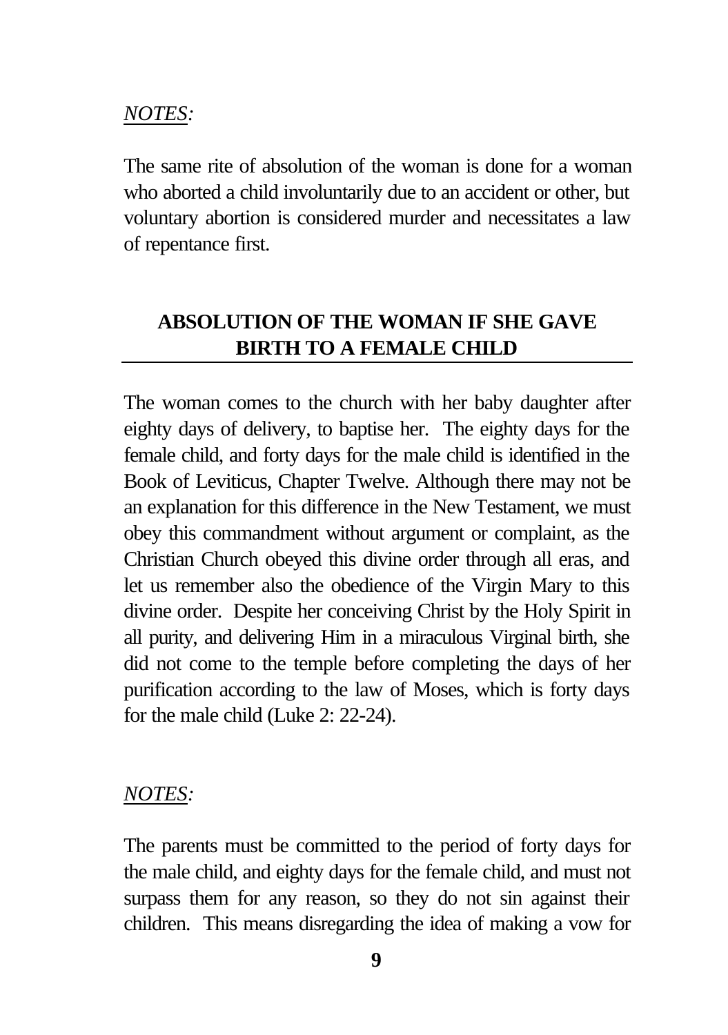*NOTES:*

The same rite of absolution of the woman is done for a woman who aborted a child involuntarily due to an accident or other, but voluntary abortion is considered murder and necessitates a law of repentance first.

## ABSOLUTION OF THE WOMAN IF SHE GAVE BIRTH TO A FEMALE CHILD

The woman comes to the church with her baby daughter after eighty days of delivery, to baptise her. The eighty days for the female child, and forty days for the male child is identified in the Book of Leviticus, Chapter Twelve. Although there may not be an explanation for this difference in the New Testament, we must obey this commandment without argument or complaint, as the Christian Church obeyed this divine order through all eras, and let us remember also the obedience of the Virgin Mary to this divine order. Despite her conceiving Christ by the Holy Spirit in all purity, and delivering Him in a miraculous Virginal birth, she did not come to the temple before completing the days of her purification according to the law of Moses, which is forty days for the male child (Luke 2: 22-24).

*NOTES:*

The parents must be committed to the period of forty days for the male child, and eighty days for the female child, and must not surpass them for any reason, so they do not sin against their children. This means disregarding the idea of making a vow for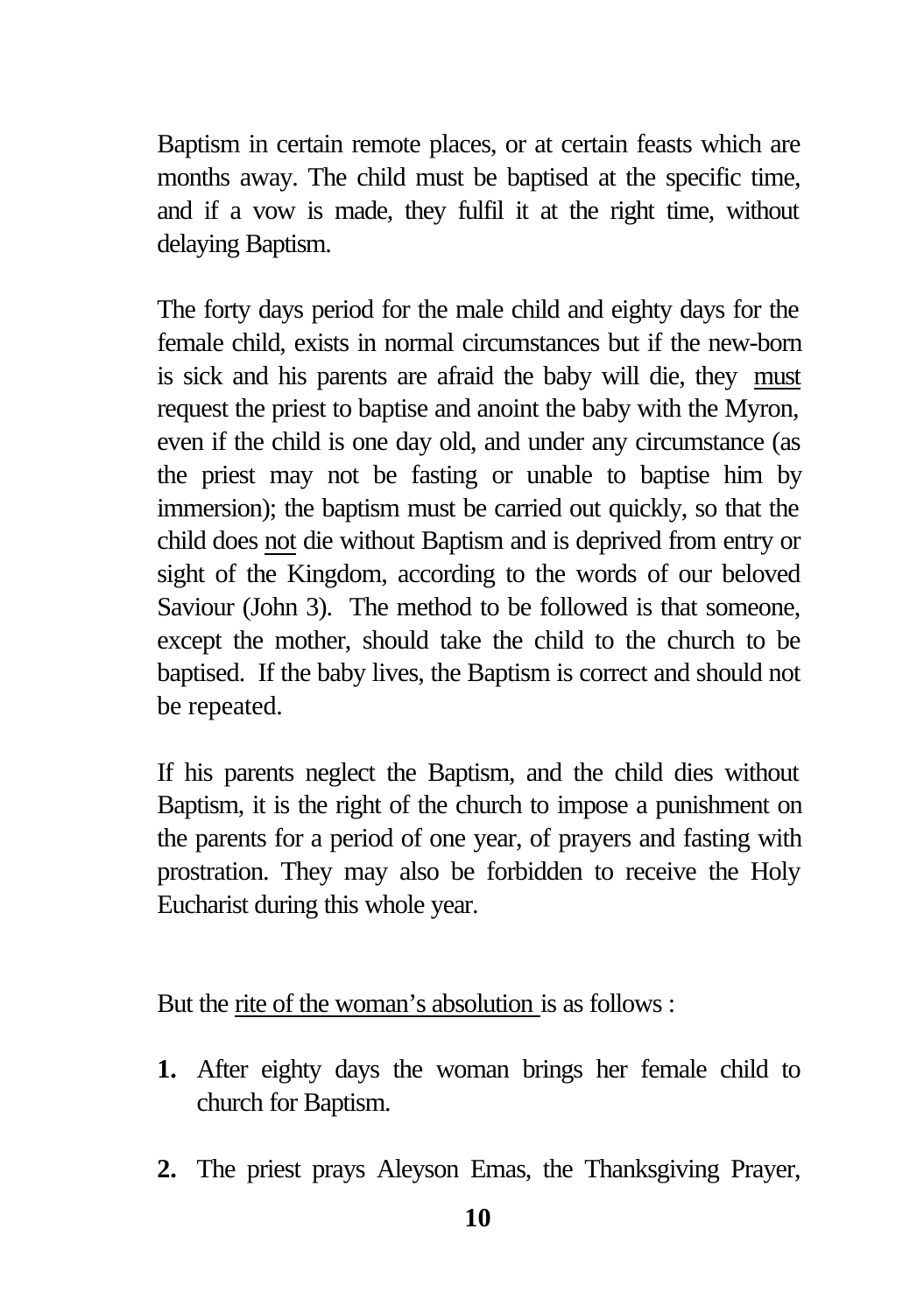Baptism in certain remote places, or at certain feasts which are months away. The child must be baptised at the specific time, and if a vow is made, they fulfil it at the right time, without delaying Baptism.

The forty days period for the male child and eighty days for the female child, exists in normal circumstances but if the new-born is sick and his parents are afraid the baby will die, they <u>must</u> request the priest to baptise and anoint the baby with the Myron, even if the child is one day old, and under any circumstance (as the priest may not be fasting or unable to baptise him by immersion); the baptism must be carried out quickly, so that the child does <u>not</u> die without Baptism and is deprived from entry or sight of the Kingdom, according to the words of our beloved Saviour (John 3). The method to be followed is that someone, except the mother, should take the child to the church to be baptised. If the baby lives, the Baptism is correct and should not be repeated.

If his parents neglect the Baptism, and the child dies without Baptism, it is the right of the church to impose a punishment on the parents for a period of one year, of prayers and fasting with prostration. They may also be forbidden to receive the Holy Eucharist during this whole year.

But the <u>rite of the woman's absolution</u> is as follows :

1. After eighty days the woman brings her female child to church for Baptism.
2. The priest prays Aleyson Emas, the Thanksgiving Prayer,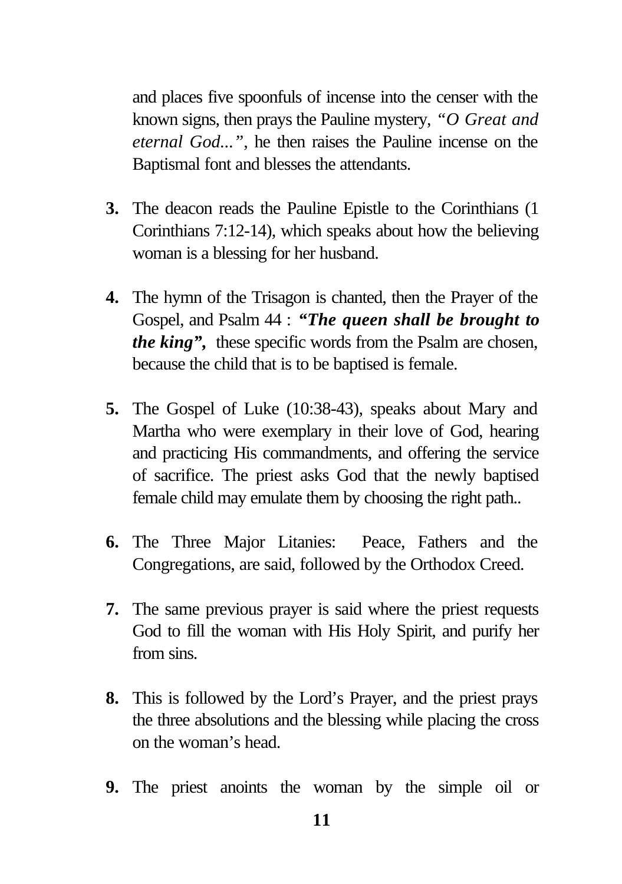and places five spoonfuls of incense into the censer with the known signs, then prays the Pauline mystery, *"O Great and eternal God..."*, he then raises the Pauline incense on the Baptismal font and blesses the attendants.

3. The deacon reads the Pauline Epistle to the Corinthians (1 Corinthians 7:12-14), which speaks about how the believing woman is a blessing for her husband.

4. The hymn of the Trisagon is chanted, then the Prayer of the Gospel, and Psalm 44 : ***"The queen shall be brought to the king",*** these specific words from the Psalm are chosen, because the child that is to be baptised is female.

5. The Gospel of Luke (10:38-43), speaks about Mary and Martha who were exemplary in their love of God, hearing and practicing His commandments, and offering the service of sacrifice. The priest asks God that the newly baptised female child may emulate them by choosing the right path..

6. The Three Major Litanies: Peace, Fathers and the Congregations, are said, followed by the Orthodox Creed.

7. The same previous prayer is said where the priest requests God to fill the woman with His Holy Spirit, and purify her from sins.

8. This is followed by the Lord's Prayer, and the priest prays the three absolutions and the blessing while placing the cross on the woman's head.

9. The priest anoints the woman by the simple oil or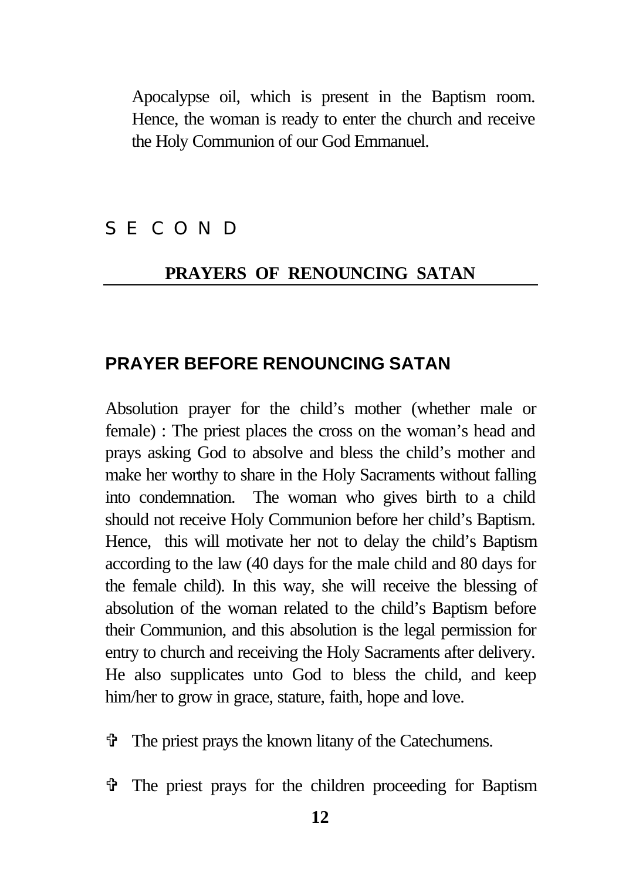Apocalypse oil, which is present in the Baptism room. Hence, the woman is ready to enter the church and receive the Holy Communion of our God Emmanuel.

S E C O N D

## PRAYERS OF RENOUNCING SATAN

### PRAYER BEFORE RENOUNCING SATAN

Absolution prayer for the child's mother (whether male or female) : The priest places the cross on the woman's head and prays asking God to absolve and bless the child's mother and make her worthy to share in the Holy Sacraments without falling into condemnation. The woman who gives birth to a child should not receive Holy Communion before her child's Baptism. Hence, this will motivate her not to delay the child's Baptism according to the law (40 days for the male child and 80 days for the female child). In this way, she will receive the blessing of absolution of the woman related to the child's Baptism before their Communion, and this absolution is the legal permission for entry to church and receiving the Holy Sacraments after delivery. He also supplicates unto God to bless the child, and keep him/her to grow in grace, stature, faith, hope and love.

- ✞ The priest prays the known litany of the Catechumens.
- ✞ The priest prays for the children proceeding for Baptism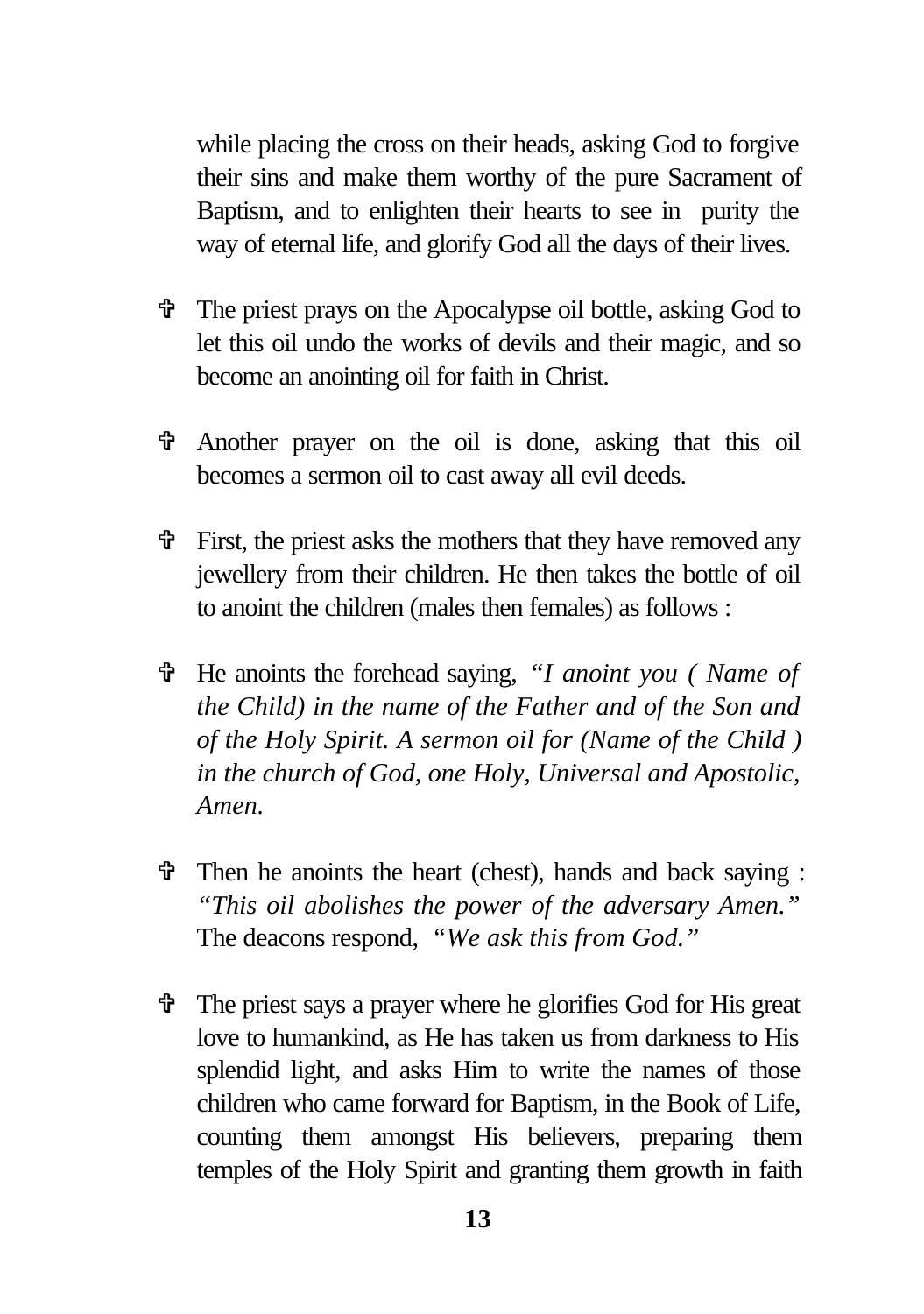while placing the cross on their heads, asking God to forgive their sins and make them worthy of the pure Sacrament of Baptism, and to enlighten their hearts to see in purity the way of eternal life, and glorify God all the days of their lives.

- ✞ The priest prays on the Apocalypse oil bottle, asking God to let this oil undo the works of devils and their magic, and so become an anointing oil for faith in Christ.

- ✞ Another prayer on the oil is done, asking that this oil becomes a sermon oil to cast away all evil deeds.

- ✞ First, the priest asks the mothers that they have removed any jewellery from their children. He then takes the bottle of oil to anoint the children (males then females) as follows :

- ✞ He anoints the forehead saying, *"I anoint you ( Name of the Child) in the name of the Father and of the Son and of the Holy Spirit. A sermon oil for (Name of the Child ) in the church of God, one Holy, Universal and Apostolic, Amen.*

- ✞ Then he anoints the heart (chest), hands and back saying : *"This oil abolishes the power of the adversary Amen."* The deacons respond, *"We ask this from God."*

- ✞ The priest says a prayer where he glorifies God for His great love to humankind, as He has taken us from darkness to His splendid light, and asks Him to write the names of those children who came forward for Baptism, in the Book of Life, counting them amongst His believers, preparing them temples of the Holy Spirit and granting them growth in faith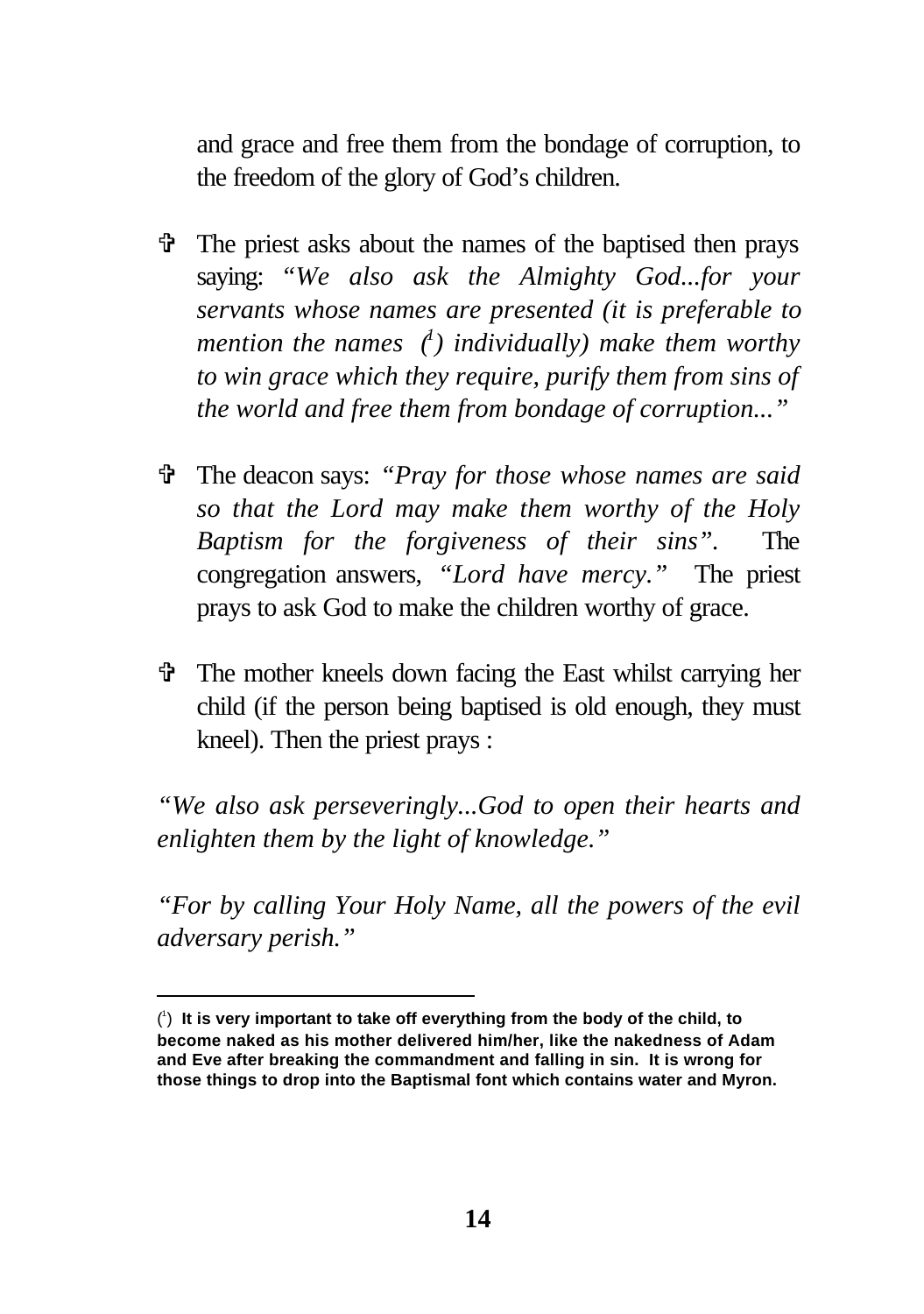and grace and free them from the bondage of corruption, to the freedom of the glory of God's children.

✞ The priest asks about the names of the baptised then prays saying: "*We also ask the Almighty God...for your servants whose names are presented (it is preferable to mention the names [1] individually) make them worthy to win grace which they require, purify them from sins of the world and free them from bondage of corruption...*"

✞ The deacon says: "*Pray for those whose names are said so that the Lord may make them worthy of the Holy Baptism for the forgiveness of their sins*". The congregation answers, "*Lord have mercy.*" The priest prays to ask God to make the children worthy of grace.

✞ The mother kneels down facing the East whilst carrying her child (if the person being baptised is old enough, they must kneel). Then the priest prays :

"*We also ask perseveringly...God to open their hearts and enlighten them by the light of knowledge.*"

"*For by calling Your Holy Name, all the powers of the evil adversary perish.*"

---

[1] **It is very important to take off everything from the body of the child, to become naked as his mother delivered him/her, like the nakedness of Adam and Eve after breaking the commandment and falling in sin. It is wrong for those things to drop into the Baptismal font which contains water and Myron.**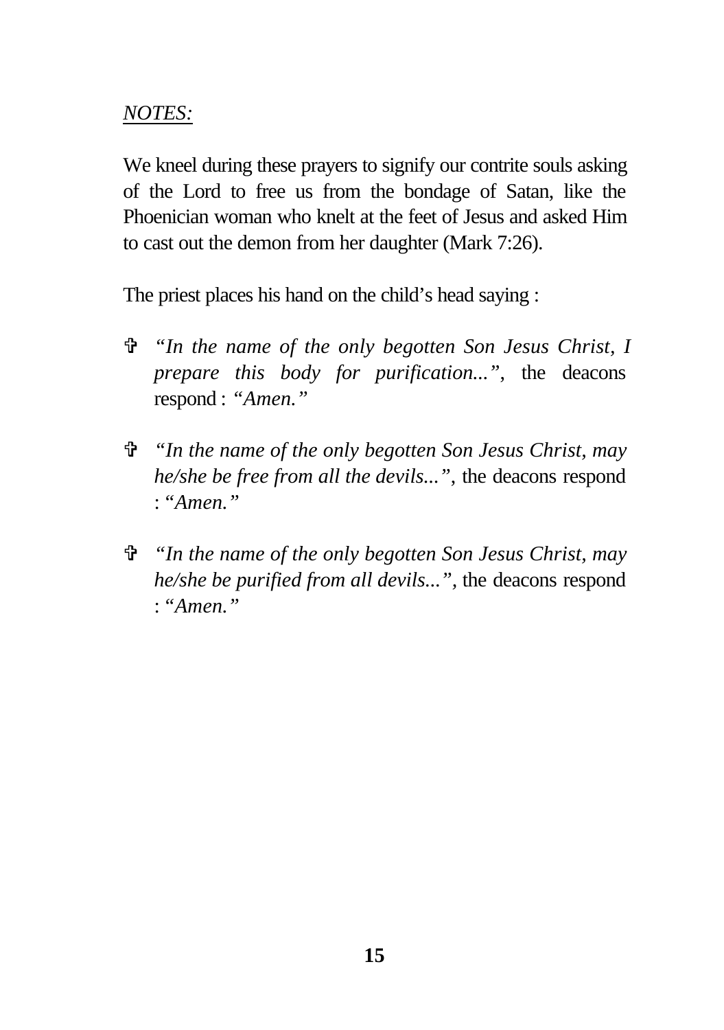*NOTES:*

We kneel during these prayers to signify our contrite souls asking of the Lord to free us from the bondage of Satan, like the Phoenician woman who knelt at the feet of Jesus and asked Him to cast out the demon from her daughter (Mark 7:26).

The priest places his hand on the child's head saying :

- ✞ *"In the name of the only begotten Son Jesus Christ, I prepare this body for purification..."*, the deacons respond : *"Amen."*

- ✞ *"In the name of the only begotten Son Jesus Christ, may he/she be free from all the devils..."*, the deacons respond : *"Amen."*

- ✞ *"In the name of the only begotten Son Jesus Christ, may he/she be purified from all devils..."*, the deacons respond : *"Amen."*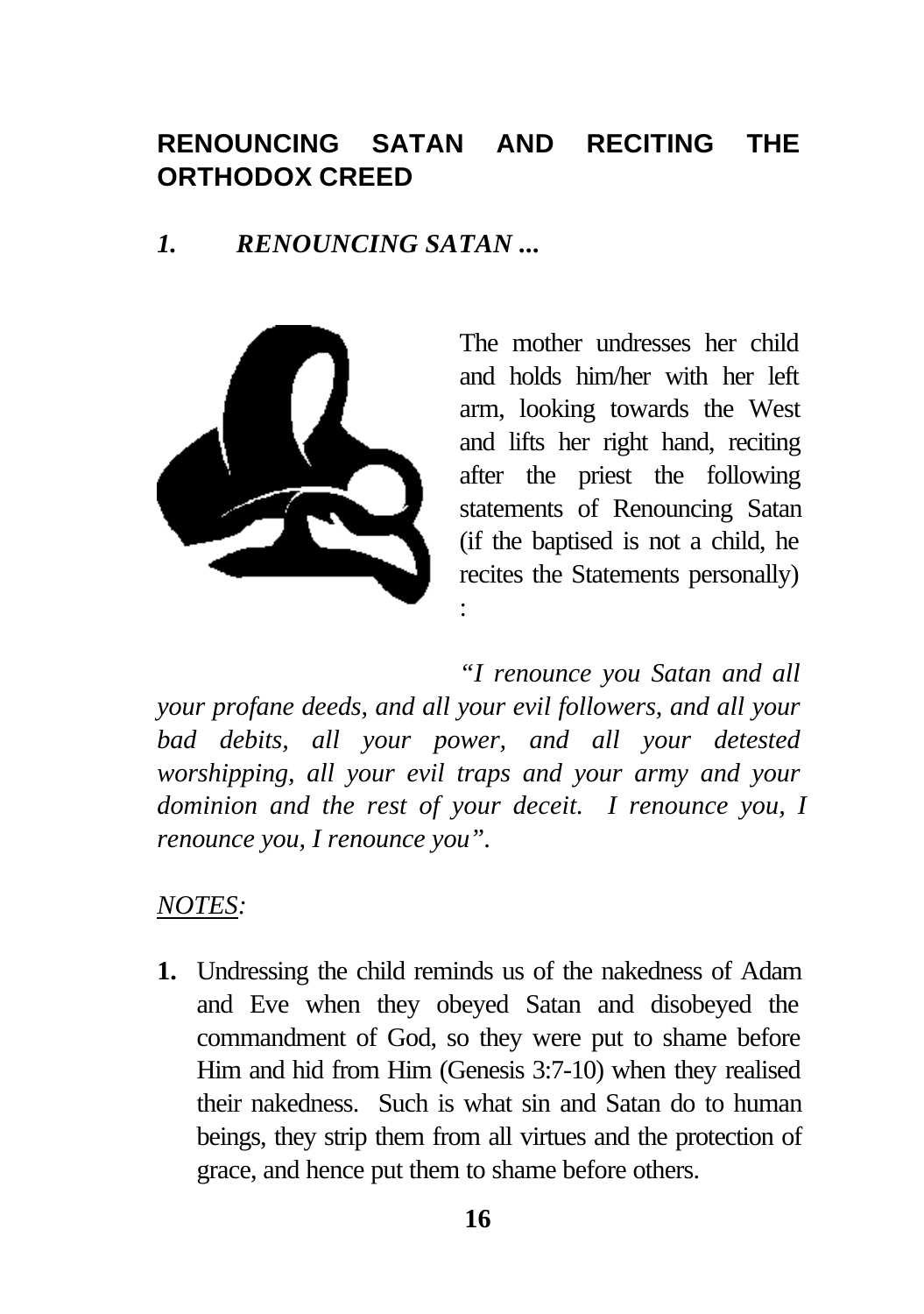## RENOUNCING SATAN AND RECITING THE ORTHODOX CREED

### *1. RENOUNCING SATAN ...*

The mother undresses her child and holds him/her with her left arm, looking towards the West and lifts her right hand, reciting after the priest the following statements of Renouncing Satan (if the baptised is not a child, he recites the Statements personally) :

*"I renounce you Satan and all your profane deeds, and all your evil followers, and all your bad debits, all your power, and all your detested worshipping, all your evil traps and your army and your dominion and the rest of your deceit. I renounce you, I renounce you, I renounce you".*

*NOTES:*

1. Undressing the child reminds us of the nakedness of Adam and Eve when they obeyed Satan and disobeyed the commandment of God, so they were put to shame before Him and hid from Him (Genesis 3:7-10) when they realised their nakedness. Such is what sin and Satan do to human beings, they strip them from all virtues and the protection of grace, and hence put them to shame before others.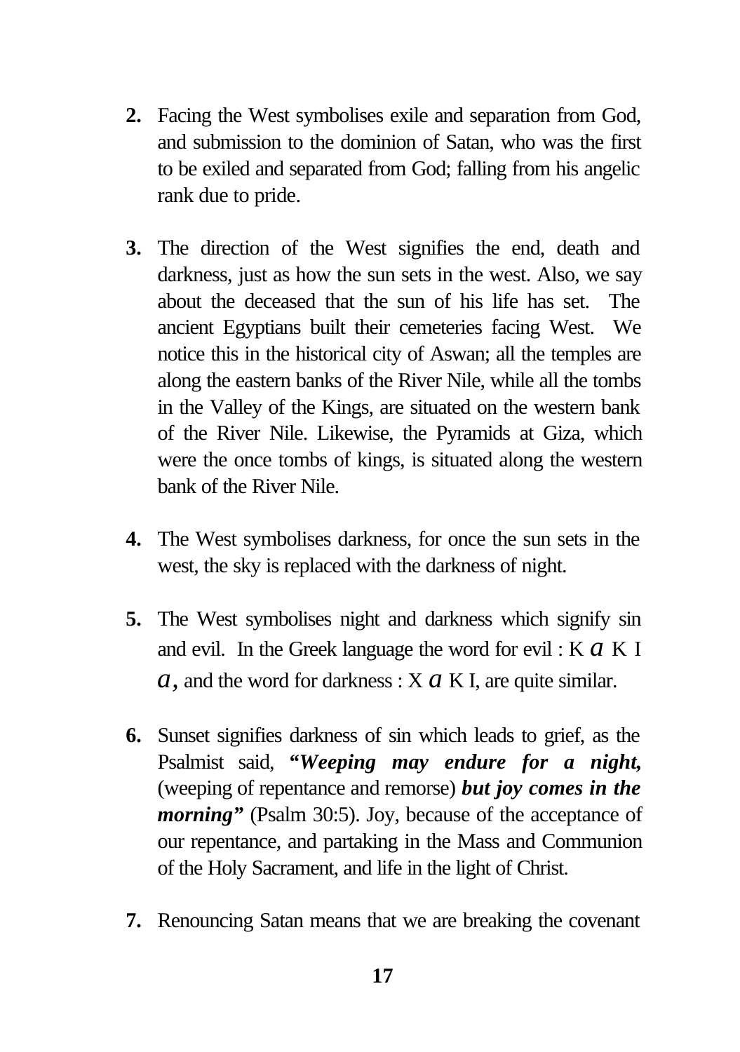**2.** Facing the West symbolises exile and separation from God, and submission to the dominion of Satan, who was the first to be exiled and separated from God; falling from his angelic rank due to pride.

**3.** The direction of the West signifies the end, death and darkness, just as how the sun sets in the west. Also, we say about the deceased that the sun of his life has set. The ancient Egyptians built their cemeteries facing West. We notice this in the historical city of Aswan; all the temples are along the eastern banks of the River Nile, while all the tombs in the Valley of the Kings, are situated on the western bank of the River Nile. Likewise, the Pyramids at Giza, which were the once tombs of kings, is situated along the western bank of the River Nile.

**4.** The West symbolises darkness, for once the sun sets in the west, the sky is replaced with the darkness of night.

**5.** The West symbolises night and darkness which signify sin and evil. In the Greek language the word for evil : K *a* K I *a*, and the word for darkness : X *a* K I, are quite similar.

**6.** Sunset signifies darkness of sin which leads to grief, as the Psalmist said, **"*Weeping may endure for a night,*** (weeping of repentance and remorse) ***but joy comes in the morning*"** (Psalm 30:5). Joy, because of the acceptance of our repentance, and partaking in the Mass and Communion of the Holy Sacrament, and life in the light of Christ.

**7.** Renouncing Satan means that we are breaking the covenant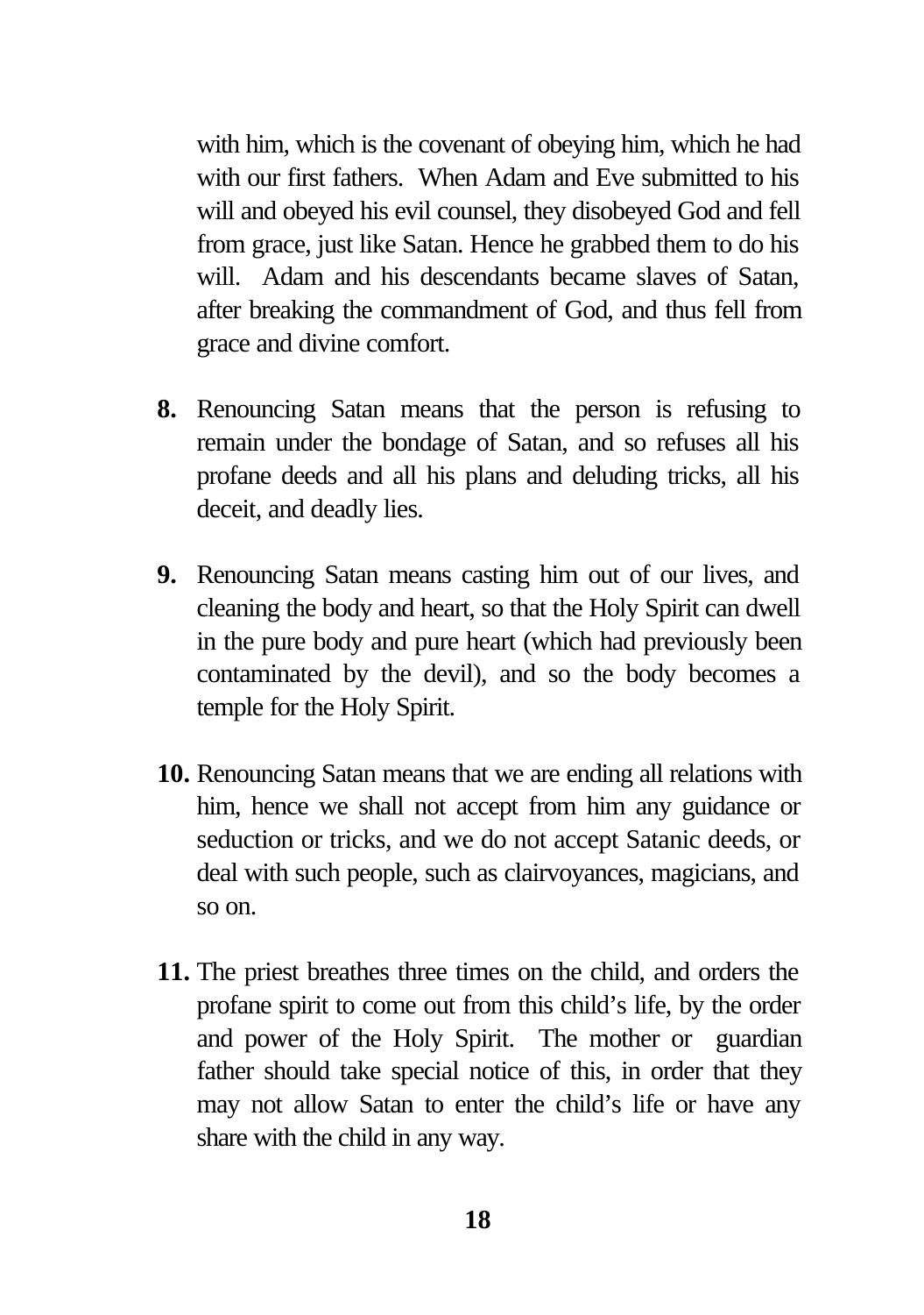with him, which is the covenant of obeying him, which he had with our first fathers. When Adam and Eve submitted to his will and obeyed his evil counsel, they disobeyed God and fell from grace, just like Satan. Hence he grabbed them to do his will. Adam and his descendants became slaves of Satan, after breaking the commandment of God, and thus fell from grace and divine comfort.

**8.** Renouncing Satan means that the person is refusing to remain under the bondage of Satan, and so refuses all his profane deeds and all his plans and deluding tricks, all his deceit, and deadly lies.

**9.** Renouncing Satan means casting him out of our lives, and cleaning the body and heart, so that the Holy Spirit can dwell in the pure body and pure heart (which had previously been contaminated by the devil), and so the body becomes a temple for the Holy Spirit.

**10.** Renouncing Satan means that we are ending all relations with him, hence we shall not accept from him any guidance or seduction or tricks, and we do not accept Satanic deeds, or deal with such people, such as clairvoyances, magicians, and so on.

**11.** The priest breathes three times on the child, and orders the profane spirit to come out from this child's life, by the order and power of the Holy Spirit. The mother or guardian father should take special notice of this, in order that they may not allow Satan to enter the child's life or have any share with the child in any way.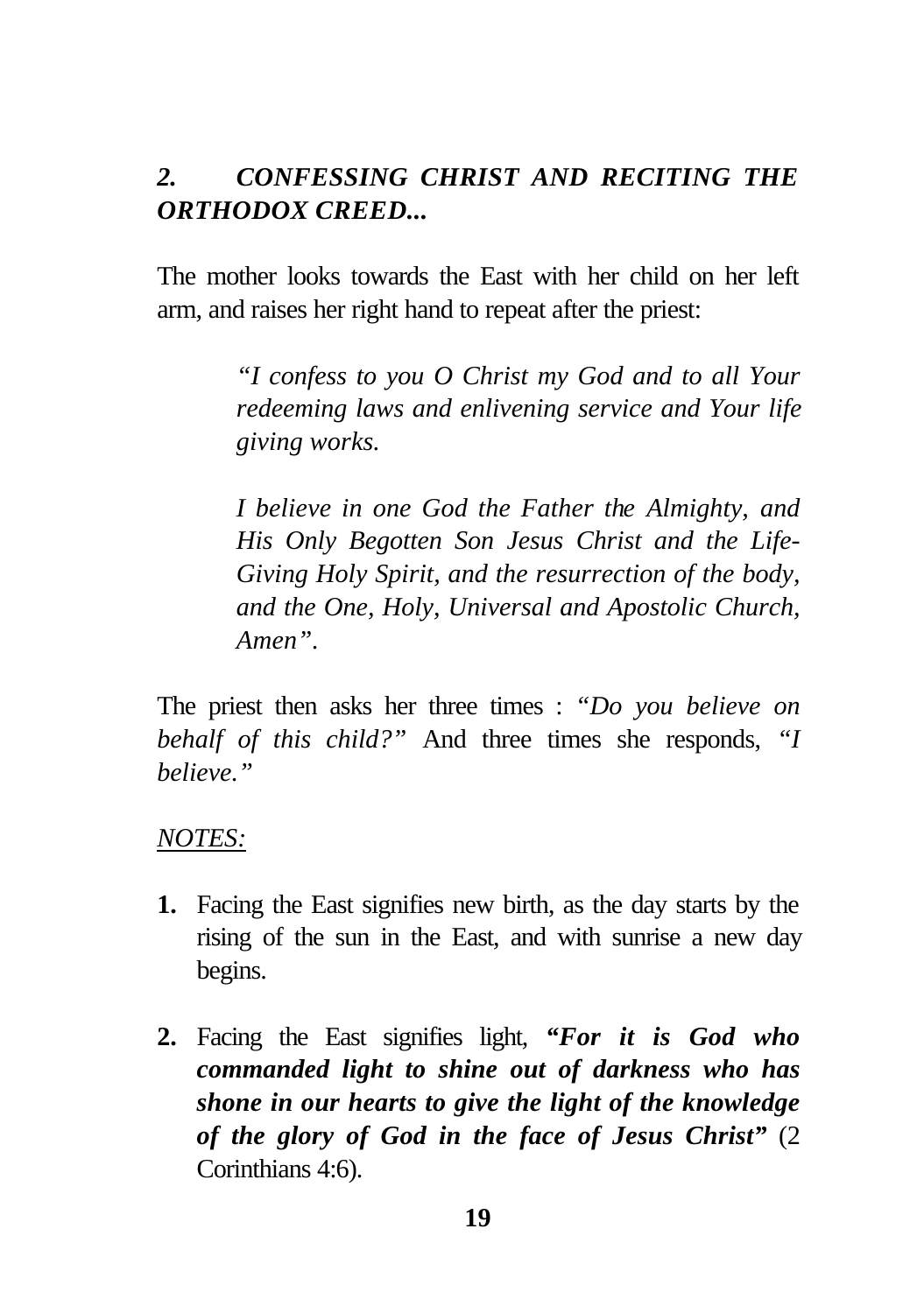## *2. CONFESSING CHRIST AND RECITING THE ORTHODOX CREED...*

The mother looks towards the East with her child on her left arm, and raises her right hand to repeat after the priest:

> *"I confess to you O Christ my God and to all Your redeeming laws and enlivening service and Your life giving works.*
>
> *I believe in one God the Father the Almighty, and His Only Begotten Son Jesus Christ and the Life-Giving Holy Spirit, and the resurrection of the body, and the One, Holy, Universal and Apostolic Church, Amen".*

The priest then asks her three times : *"Do you believe on behalf of this child?"* And three times she responds, *"I believe."*

<u>*NOTES:*</u>

1. Facing the East signifies new birth, as the day starts by the rising of the sun in the East, and with sunrise a new day begins.

2. Facing the East signifies light, ***"For it is God who commanded light to shine out of darkness who has shone in our hearts to give the light of the knowledge of the glory of God in the face of Jesus Christ"*** (2 Corinthians 4:6).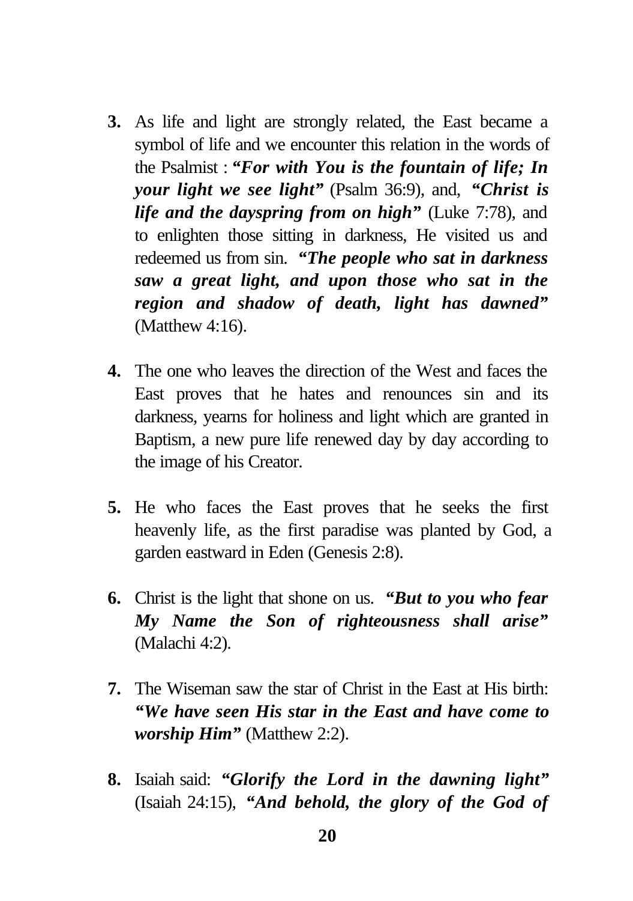**3.** As life and light are strongly related, the East became a symbol of life and we encounter this relation in the words of the Psalmist : ***"For with You is the fountain of life; In your light we see light"*** (Psalm 36:9), and, ***"Christ is life and the dayspring from on high"*** (Luke 7:78), and to enlighten those sitting in darkness, He visited us and redeemed us from sin. ***"The people who sat in darkness saw a great light, and upon those who sat in the region and shadow of death, light has dawned"*** (Matthew 4:16).

**4.** The one who leaves the direction of the West and faces the East proves that he hates and renounces sin and its darkness, yearns for holiness and light which are granted in Baptism, a new pure life renewed day by day according to the image of his Creator.

**5.** He who faces the East proves that he seeks the first heavenly life, as the first paradise was planted by God, a garden eastward in Eden (Genesis 2:8).

**6.** Christ is the light that shone on us. ***"But to you who fear My Name the Son of righteousness shall arise"*** (Malachi 4:2).

**7.** The Wiseman saw the star of Christ in the East at His birth: ***"We have seen His star in the East and have come to worship Him"*** (Matthew 2:2).

**8.** Isaiah said: ***"Glorify the Lord in the dawning light"*** (Isaiah 24:15), ***"And behold, the glory of the God of***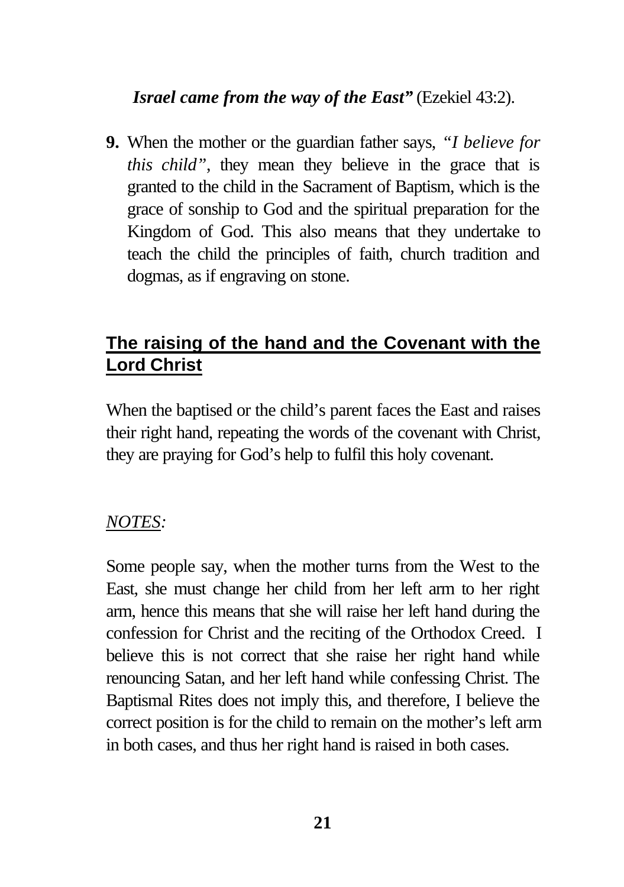***Israel came from the way of the East"*** (Ezekiel 43:2).

**9.** When the mother or the guardian father says, *"I believe for this child"*, they mean they believe in the grace that is granted to the child in the Sacrament of Baptism, which is the grace of sonship to God and the spiritual preparation for the Kingdom of God. This also means that they undertake to teach the child the principles of faith, church tradition and dogmas, as if engraving on stone.

## The raising of the hand and the Covenant with the Lord Christ

When the baptised or the child's parent faces the East and raises their right hand, repeating the words of the covenant with Christ, they are praying for God's help to fulfil this holy covenant.

*NOTES:*

Some people say, when the mother turns from the West to the East, she must change her child from her left arm to her right arm, hence this means that she will raise her left hand during the confession for Christ and the reciting of the Orthodox Creed. I believe this is not correct that she raise her right hand while renouncing Satan, and her left hand while confessing Christ. The Baptismal Rites does not imply this, and therefore, I believe the correct position is for the child to remain on the mother's left arm in both cases, and thus her right hand is raised in both cases.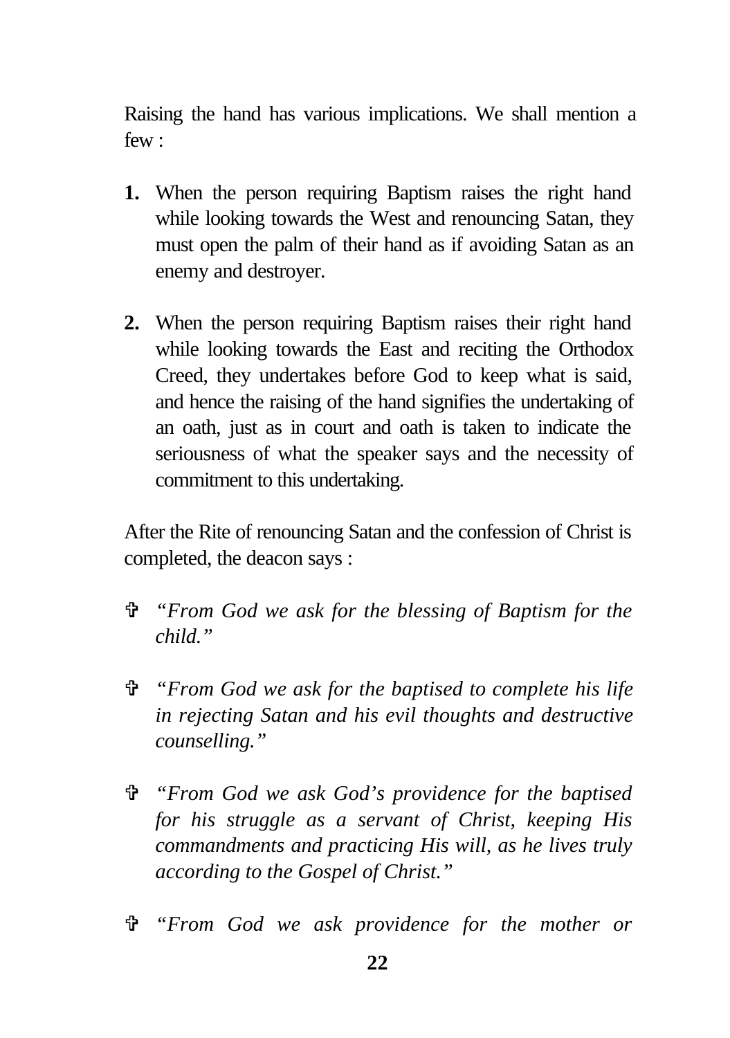Raising the hand has various implications. We shall mention a few :

1. When the person requiring Baptism raises the right hand while looking towards the West and renouncing Satan, they must open the palm of their hand as if avoiding Satan as an enemy and destroyer.

2. When the person requiring Baptism raises their right hand while looking towards the East and reciting the Orthodox Creed, they undertakes before God to keep what is said, and hence the raising of the hand signifies the undertaking of an oath, just as in court and oath is taken to indicate the seriousness of what the speaker says and the necessity of commitment to this undertaking.

After the Rite of renouncing Satan and the confession of Christ is completed, the deacon says :

- ✞ *"From God we ask for the blessing of Baptism for the child."*

- ✞ *"From God we ask for the baptised to complete his life in rejecting Satan and his evil thoughts and destructive counselling."*

- ✞ *"From God we ask God's providence for the baptised for his struggle as a servant of Christ, keeping His commandments and practicing His will, as he lives truly according to the Gospel of Christ."*

- ✞ *"From God we ask providence for the mother or*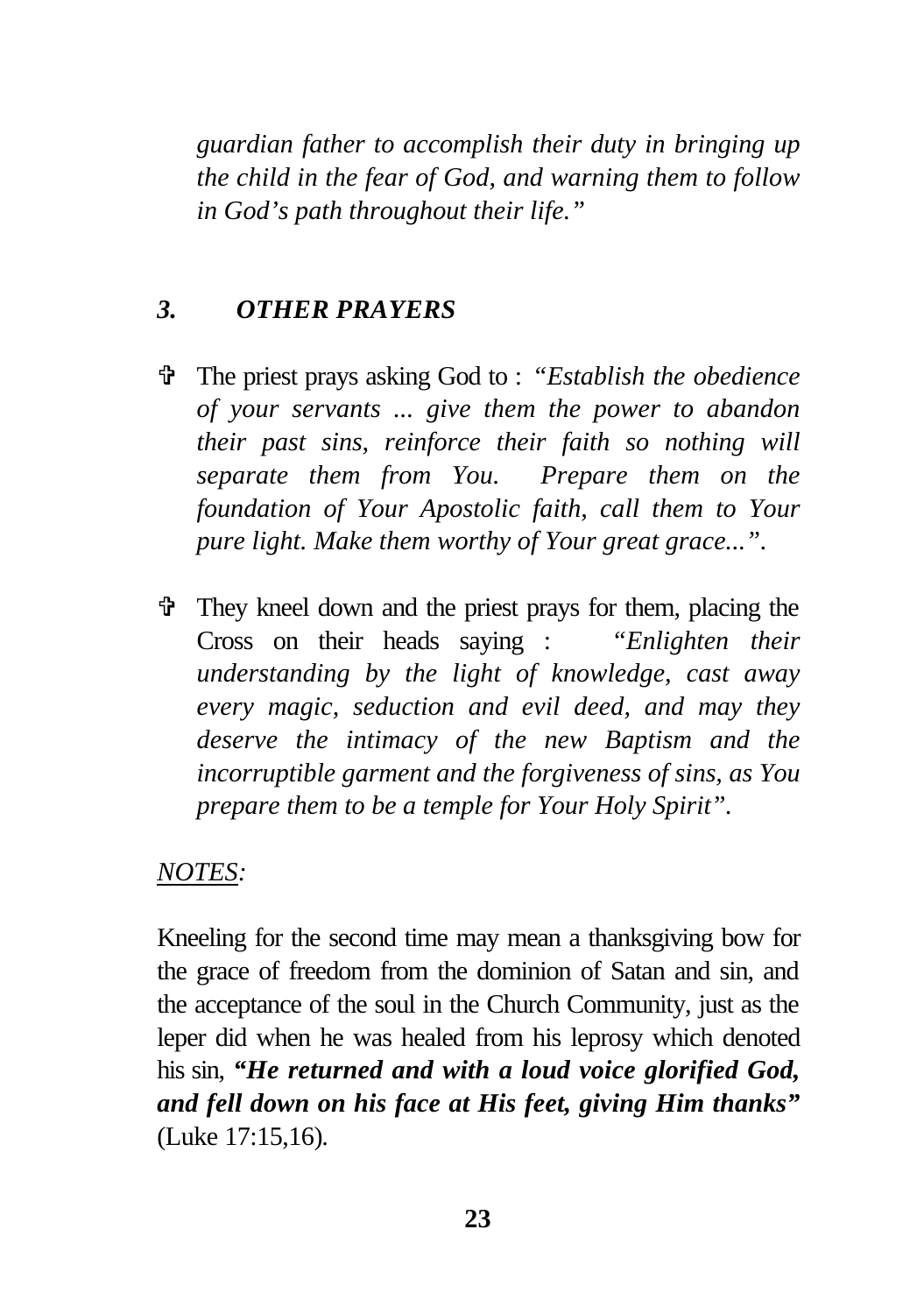*guardian father to accomplish their duty in bringing up the child in the fear of God, and warning them to follow in God's path throughout their life."*

### *3. OTHER PRAYERS*

- ✞ The priest prays asking God to : *"Establish the obedience of your servants ... give them the power to abandon their past sins, reinforce their faith so nothing will separate them from You. Prepare them on the foundation of Your Apostolic faith, call them to Your pure light. Make them worthy of Your great grace..."*.

- ✞ They kneel down and the priest prays for them, placing the Cross on their heads saying : *"Enlighten their understanding by the light of knowledge, cast away every magic, seduction and evil deed, and may they deserve the intimacy of the new Baptism and the incorruptible garment and the forgiveness of sins, as You prepare them to be a temple for Your Holy Spirit"*.

*NOTES:*

Kneeling for the second time may mean a thanksgiving bow for the grace of freedom from the dominion of Satan and sin, and the acceptance of the soul in the Church Community, just as the leper did when he was healed from his leprosy which denoted his sin, ***"He returned and with a loud voice glorified God, and fell down on his face at His feet, giving Him thanks"*** (Luke 17:15,16).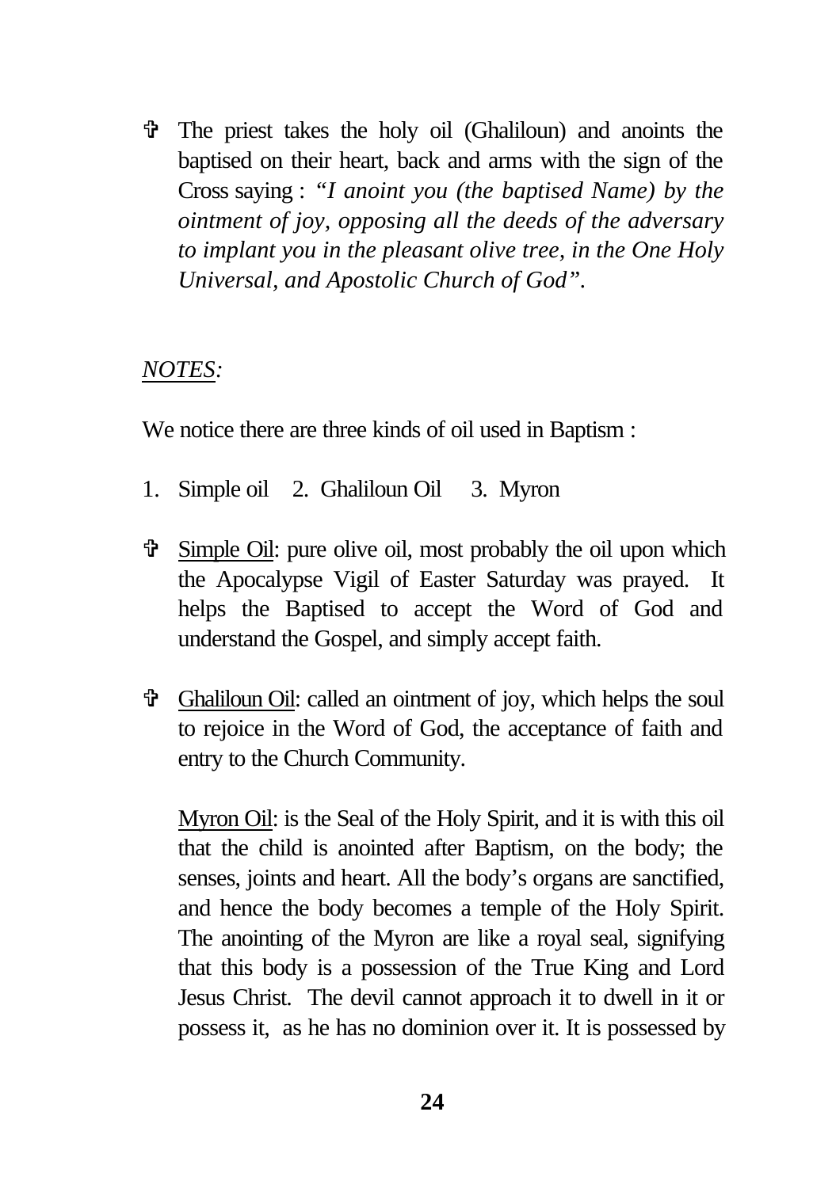✞ The priest takes the holy oil (Ghaliloun) and anoints the baptised on their heart, back and arms with the sign of the Cross saying : *"I anoint you (the baptised Name) by the ointment of joy, opposing all the deeds of the adversary to implant you in the pleasant olive tree, in the One Holy Universal, and Apostolic Church of God".*

*NOTES:*

We notice there are three kinds of oil used in Baptism :

1. Simple oil 2. Ghaliloun Oil 3. Myron

✞ Simple Oil: pure olive oil, most probably the oil upon which the Apocalypse Vigil of Easter Saturday was prayed. It helps the Baptised to accept the Word of God and understand the Gospel, and simply accept faith.

✞ Ghaliloun Oil: called an ointment of joy, which helps the soul to rejoice in the Word of God, the acceptance of faith and entry to the Church Community.

Myron Oil: is the Seal of the Holy Spirit, and it is with this oil that the child is anointed after Baptism, on the body; the senses, joints and heart. All the body's organs are sanctified, and hence the body becomes a temple of the Holy Spirit. The anointing of the Myron are like a royal seal, signifying that this body is a possession of the True King and Lord Jesus Christ. The devil cannot approach it to dwell in it or possess it, as he has no dominion over it. It is possessed by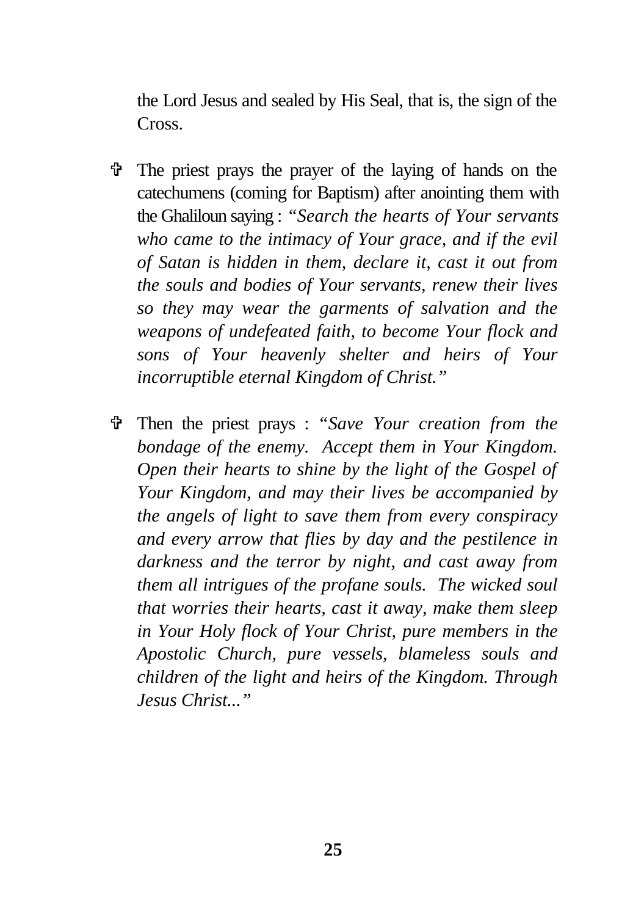the Lord Jesus and sealed by His Seal, that is, the sign of the Cross.

- ✞ The priest prays the prayer of the laying of hands on the catechumens (coming for Baptism) after anointing them with the Ghaliloun saying : *"Search the hearts of Your servants who came to the intimacy of Your grace, and if the evil of Satan is hidden in them, declare it, cast it out from the souls and bodies of Your servants, renew their lives so they may wear the garments of salvation and the weapons of undefeated faith, to become Your flock and sons of Your heavenly shelter and heirs of Your incorruptible eternal Kingdom of Christ."*

- ✞ Then the priest prays : *"Save Your creation from the bondage of the enemy. Accept them in Your Kingdom. Open their hearts to shine by the light of the Gospel of Your Kingdom, and may their lives be accompanied by the angels of light to save them from every conspiracy and every arrow that flies by day and the pestilence in darkness and the terror by night, and cast away from them all intrigues of the profane souls. The wicked soul that worries their hearts, cast it away, make them sleep in Your Holy flock of Your Christ, pure members in the Apostolic Church, pure vessels, blameless souls and children of the light and heirs of the Kingdom. Through Jesus Christ..."*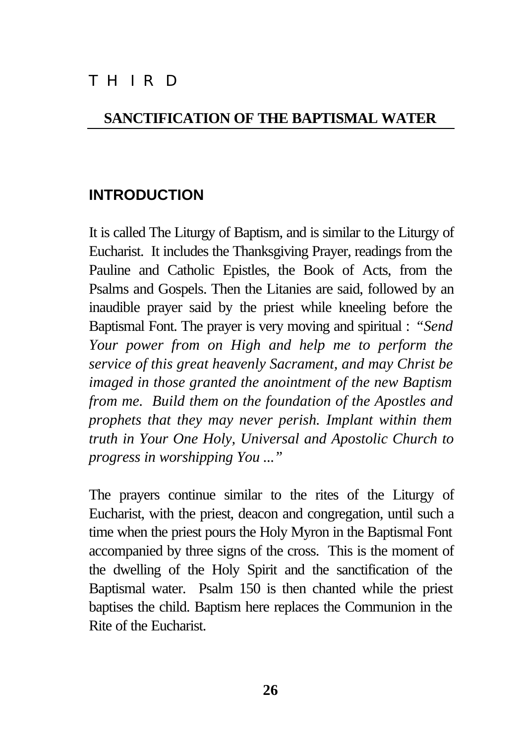T H I R D

## SANCTIFICATION OF THE BAPTISMAL WATER

### INTRODUCTION

It is called The Liturgy of Baptism, and is similar to the Liturgy of Eucharist. It includes the Thanksgiving Prayer, readings from the Pauline and Catholic Epistles, the Book of Acts, from the Psalms and Gospels. Then the Litanies are said, followed by an inaudible prayer said by the priest while kneeling before the Baptismal Font. The prayer is very moving and spiritual : *"Send Your power from on High and help me to perform the service of this great heavenly Sacrament, and may Christ be imaged in those granted the anointment of the new Baptism from me. Build them on the foundation of the Apostles and prophets that they may never perish. Implant within them truth in Your One Holy, Universal and Apostolic Church to progress in worshipping You ..."*

The prayers continue similar to the rites of the Liturgy of Eucharist, with the priest, deacon and congregation, until such a time when the priest pours the Holy Myron in the Baptismal Font accompanied by three signs of the cross. This is the moment of the dwelling of the Holy Spirit and the sanctification of the Baptismal water. Psalm 150 is then chanted while the priest baptises the child. Baptism here replaces the Communion in the Rite of the Eucharist.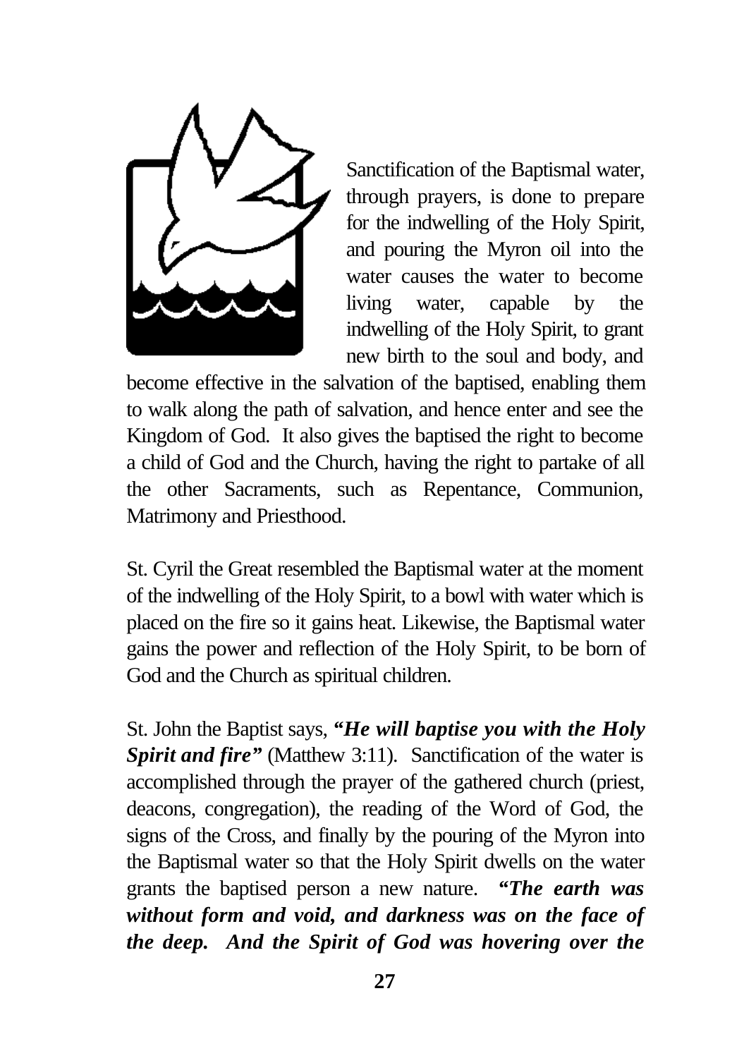Sanctification of the Baptismal water, through prayers, is done to prepare for the indwelling of the Holy Spirit, and pouring the Myron oil into the water causes the water to become living water, capable by the indwelling of the Holy Spirit, to grant new birth to the soul and body, and become effective in the salvation of the baptised, enabling them to walk along the path of salvation, and hence enter and see the Kingdom of God. It also gives the baptised the right to become a child of God and the Church, having the right to partake of all the other Sacraments, such as Repentance, Communion, Matrimony and Priesthood.

St. Cyril the Great resembled the Baptismal water at the moment of the indwelling of the Holy Spirit, to a bowl with water which is placed on the fire so it gains heat. Likewise, the Baptismal water gains the power and reflection of the Holy Spirit, to be born of God and the Church as spiritual children.

St. John the Baptist says, ***"He will baptise you with the Holy Spirit and fire"*** (Matthew 3:11). Sanctification of the water is accomplished through the prayer of the gathered church (priest, deacons, congregation), the reading of the Word of God, the signs of the Cross, and finally by the pouring of the Myron into the Baptismal water so that the Holy Spirit dwells on the water grants the baptised person a new nature. ***"The earth was without form and void, and darkness was on the face of the deep. And the Spirit of God was hovering over the***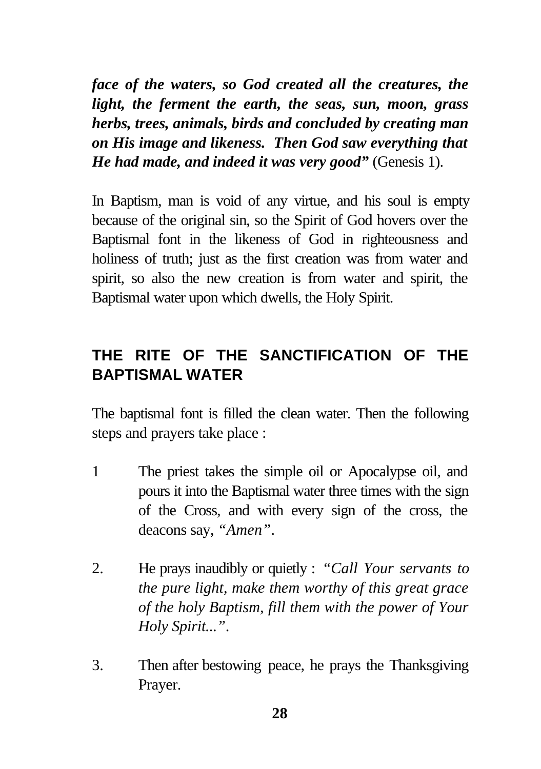***face of the waters, so God created all the creatures, the light, the ferment the earth, the seas, sun, moon, grass herbs, trees, animals, birds and concluded by creating man on His image and likeness. Then God saw everything that He had made, and indeed it was very good"*** (Genesis 1).

In Baptism, man is void of any virtue, and his soul is empty because of the original sin, so the Spirit of God hovers over the Baptismal font in the likeness of God in righteousness and holiness of truth; just as the first creation was from water and spirit, so also the new creation is from water and spirit, the Baptismal water upon which dwells, the Holy Spirit.

## THE RITE OF THE SANCTIFICATION OF THE BAPTISMAL WATER

The baptismal font is filled the clean water. Then the following steps and prayers take place :

1. The priest takes the simple oil or Apocalypse oil, and pours it into the Baptismal water three times with the sign of the Cross, and with every sign of the cross, the deacons say, *"Amen"*.

2. He prays inaudibly or quietly : *"Call Your servants to the pure light, make them worthy of this great grace of the holy Baptism, fill them with the power of Your Holy Spirit..."*.

3. Then after bestowing peace, he prays the Thanksgiving Prayer.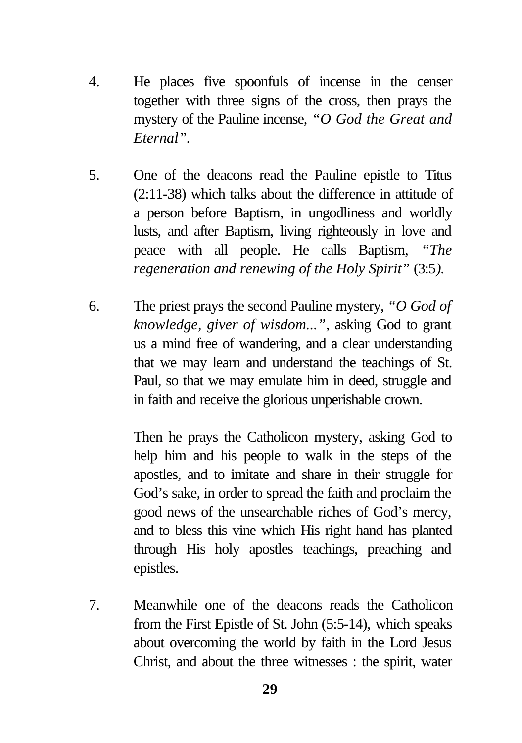4. He places five spoonfuls of incense in the censer together with three signs of the cross, then prays the mystery of the Pauline incense, *"O God the Great and Eternal"*.

5. One of the deacons read the Pauline epistle to Titus (2:11-38) which talks about the difference in attitude of a person before Baptism, in ungodliness and worldly lusts, and after Baptism, living righteously in love and peace with all people. He calls Baptism, *"The regeneration and renewing of the Holy Spirit"* (3:5*).*

6. The priest prays the second Pauline mystery, *"O God of knowledge, giver of wisdom..."*, asking God to grant us a mind free of wandering, and a clear understanding that we may learn and understand the teachings of St. Paul, so that we may emulate him in deed, struggle and in faith and receive the glorious unperishable crown.

   Then he prays the Catholicon mystery, asking God to help him and his people to walk in the steps of the apostles, and to imitate and share in their struggle for God's sake, in order to spread the faith and proclaim the good news of the unsearchable riches of God's mercy, and to bless this vine which His right hand has planted through His holy apostles teachings, preaching and epistles.

7. Meanwhile one of the deacons reads the Catholicon from the First Epistle of St. John (5:5-14), which speaks about overcoming the world by faith in the Lord Jesus Christ, and about the three witnesses : the spirit, water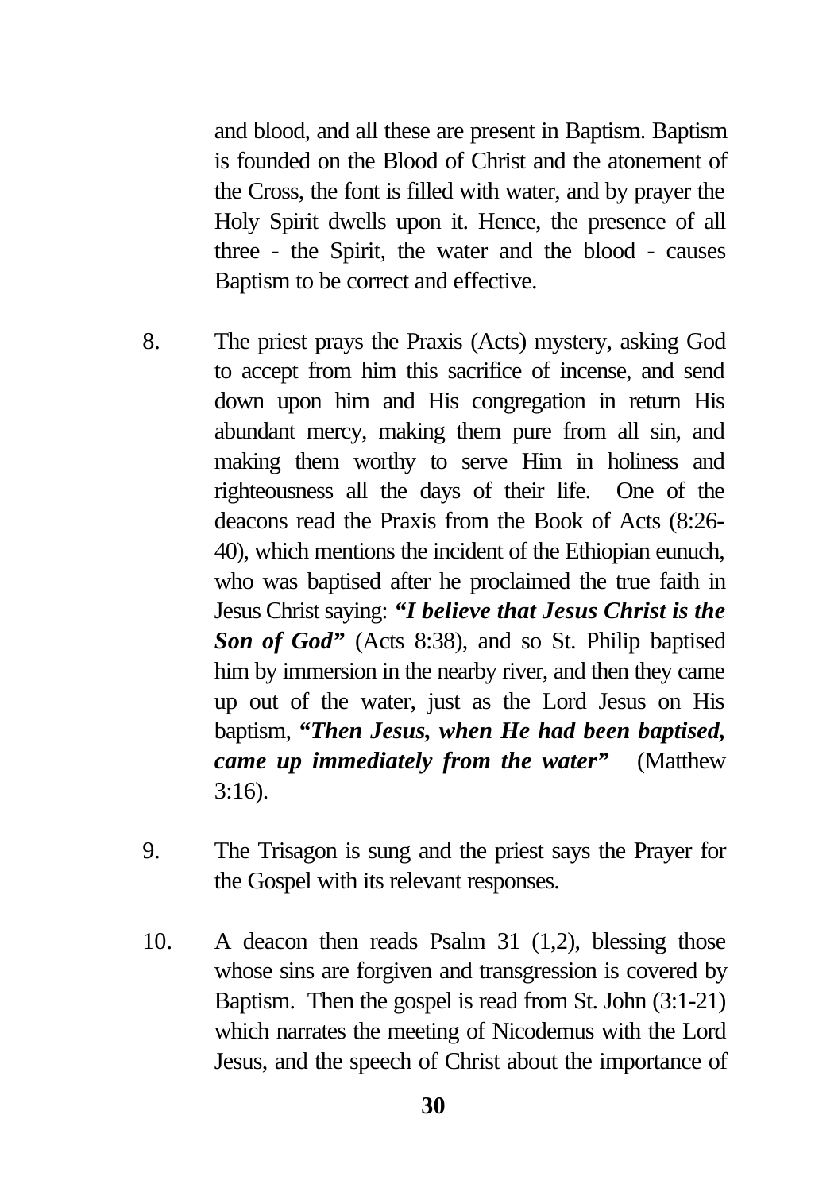and blood, and all these are present in Baptism. Baptism is founded on the Blood of Christ and the atonement of the Cross, the font is filled with water, and by prayer the Holy Spirit dwells upon it. Hence, the presence of all three - the Spirit, the water and the blood - causes Baptism to be correct and effective.

8. The priest prays the Praxis (Acts) mystery, asking God to accept from him this sacrifice of incense, and send down upon him and His congregation in return His abundant mercy, making them pure from all sin, and making them worthy to serve Him in holiness and righteousness all the days of their life. One of the deacons read the Praxis from the Book of Acts (8:26-40), which mentions the incident of the Ethiopian eunuch, who was baptised after he proclaimed the true faith in Jesus Christ saying: ***"I believe that Jesus Christ is the Son of God"*** (Acts 8:38), and so St. Philip baptised him by immersion in the nearby river, and then they came up out of the water, just as the Lord Jesus on His baptism, ***"Then Jesus, when He had been baptised, came up immediately from the water"*** (Matthew 3:16).

9. The Trisagon is sung and the priest says the Prayer for the Gospel with its relevant responses.

10. A deacon then reads Psalm 31 (1,2), blessing those whose sins are forgiven and transgression is covered by Baptism. Then the gospel is read from St. John (3:1-21) which narrates the meeting of Nicodemus with the Lord Jesus, and the speech of Christ about the importance of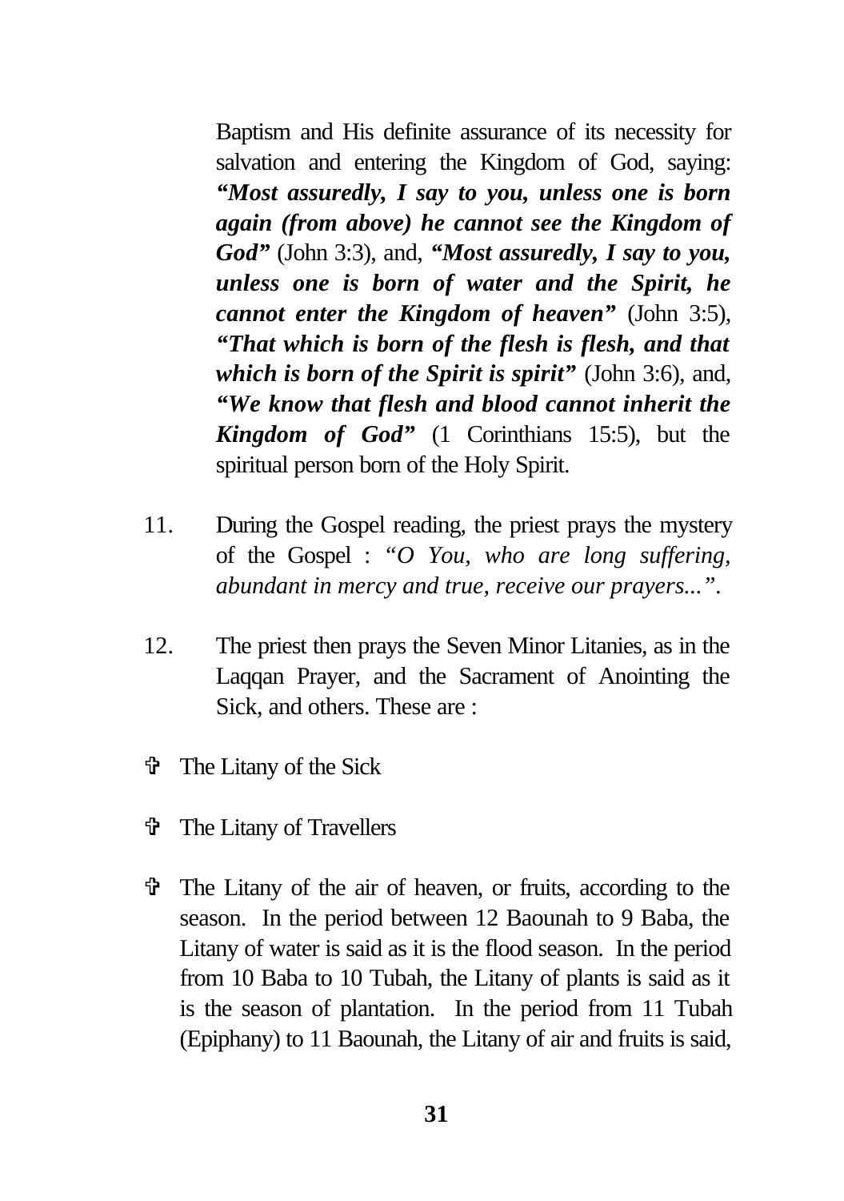Baptism and His definite assurance of its necessity for salvation and entering the Kingdom of God, saying: ***"Most assuredly, I say to you, unless one is born again (from above) he cannot see the Kingdom of God"*** (John 3:3), and, ***"Most assuredly, I say to you, unless one is born of water and the Spirit, he cannot enter the Kingdom of heaven"*** (John 3:5), ***"That which is born of the flesh is flesh, and that which is born of the Spirit is spirit"*** (John 3:6), and, ***"We know that flesh and blood cannot inherit the Kingdom of God"*** (1 Corinthians 15:5), but the spiritual person born of the Holy Spirit.

11. During the Gospel reading, the priest prays the mystery of the Gospel : *"O You, who are long suffering, abundant in mercy and true, receive our prayers..."*.

12. The priest then prays the Seven Minor Litanies, as in the Laqqan Prayer, and the Sacrament of Anointing the Sick, and others. These are :

- ✞ The Litany of the Sick
- ✞ The Litany of Travellers
- ✞ The Litany of the air of heaven, or fruits, according to the season. In the period between 12 Baounah to 9 Baba, the Litany of water is said as it is the flood season. In the period from 10 Baba to 10 Tubah, the Litany of plants is said as it is the season of plantation. In the period from 11 Tubah (Epiphany) to 11 Baounah, the Litany of air and fruits is said,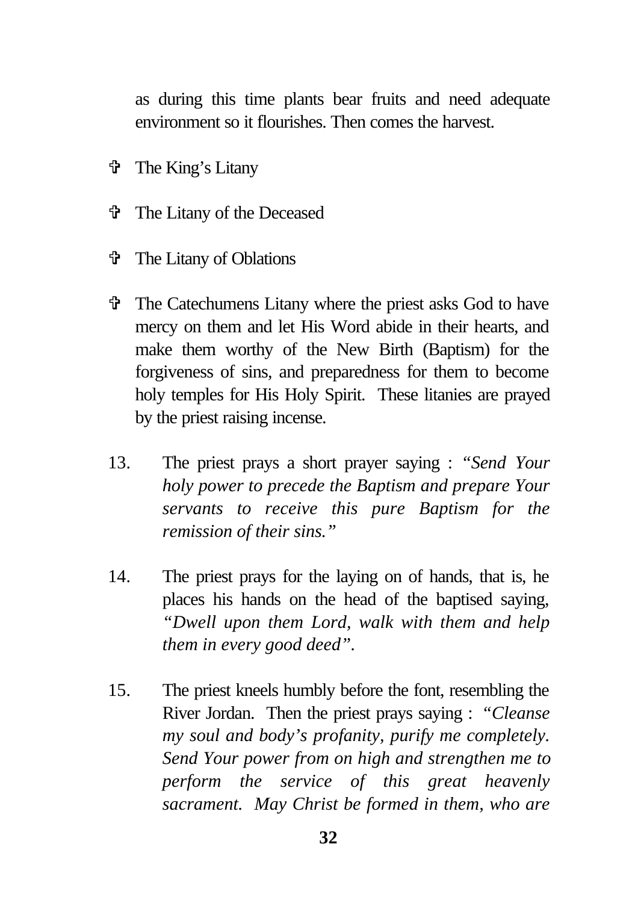as during this time plants bear fruits and need adequate environment so it flourishes. Then comes the harvest.

- ✞ The King's Litany
- ✞ The Litany of the Deceased
- ✞ The Litany of Oblations
- ✞ The Catechumens Litany where the priest asks God to have mercy on them and let His Word abide in their hearts, and make them worthy of the New Birth (Baptism) for the forgiveness of sins, and preparedness for them to become holy temples for His Holy Spirit. These litanies are prayed by the priest raising incense.

13. The priest prays a short prayer saying : *"Send Your holy power to precede the Baptism and prepare Your servants to receive this pure Baptism for the remission of their sins."*

14. The priest prays for the laying on of hands, that is, he places his hands on the head of the baptised saying, *"Dwell upon them Lord, walk with them and help them in every good deed".*

15. The priest kneels humbly before the font, resembling the River Jordan. Then the priest prays saying : *"Cleanse my soul and body's profanity, purify me completely. Send Your power from on high and strengthen me to perform the service of this great heavenly sacrament. May Christ be formed in them, who are*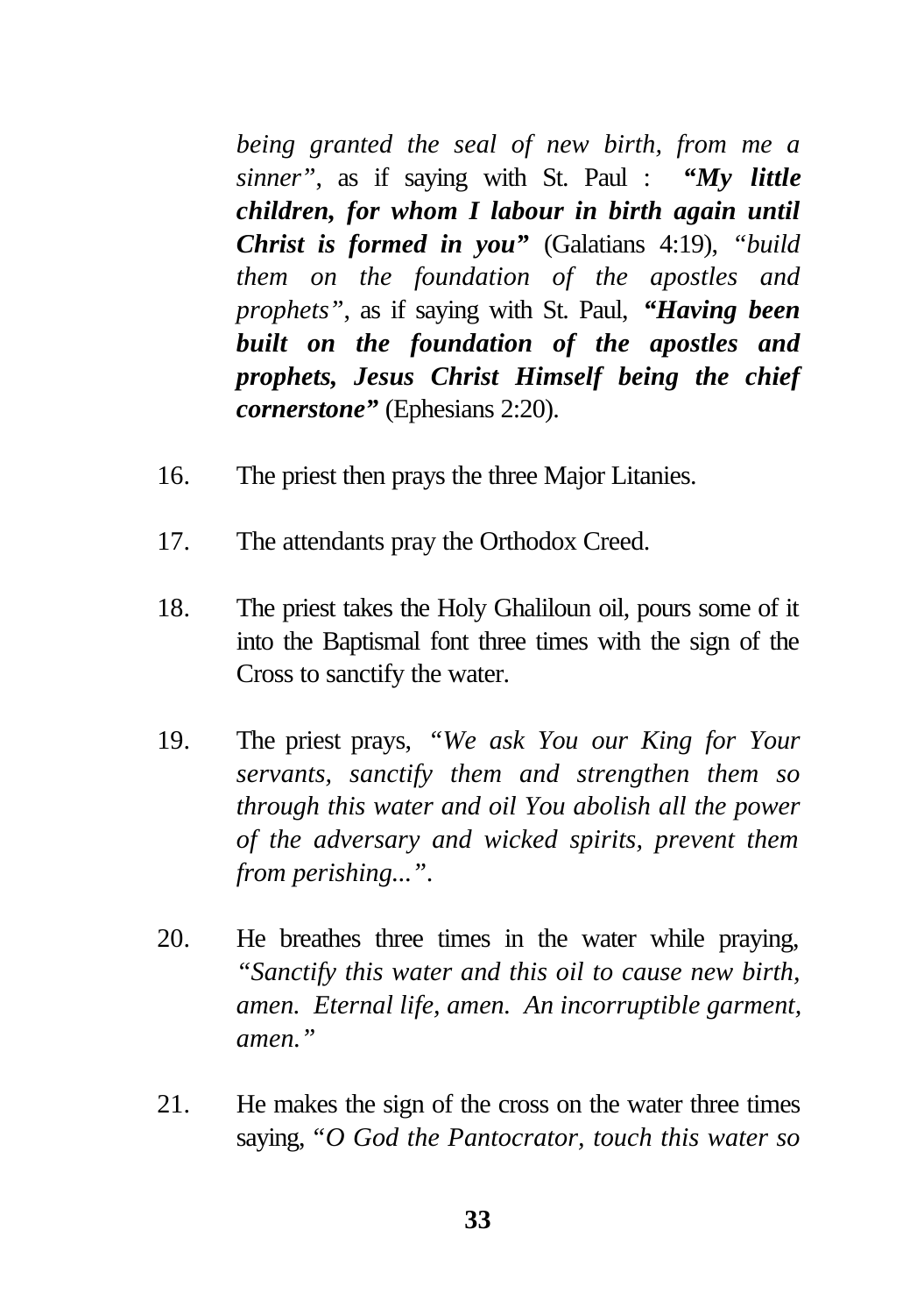*being granted the seal of new birth, from me a sinner"*, as if saying with St. Paul : ***"My little children, for whom I labour in birth again until Christ is formed in you"*** (Galatians 4:19), *"build them on the foundation of the apostles and prophets"*, as if saying with St. Paul, ***"Having been built on the foundation of the apostles and prophets, Jesus Christ Himself being the chief cornerstone"*** (Ephesians 2:20).

16. The priest then prays the three Major Litanies.

17. The attendants pray the Orthodox Creed.

18. The priest takes the Holy Ghaliloun oil, pours some of it into the Baptismal font three times with the sign of the Cross to sanctify the water.

19. The priest prays, *"We ask You our King for Your servants, sanctify them and strengthen them so through this water and oil You abolish all the power of the adversary and wicked spirits, prevent them from perishing..."*.

20. He breathes three times in the water while praying, *"Sanctify this water and this oil to cause new birth, amen. Eternal life, amen. An incorruptible garment, amen."*

21. He makes the sign of the cross on the water three times saying, "*O God the Pantocrator, touch this water so*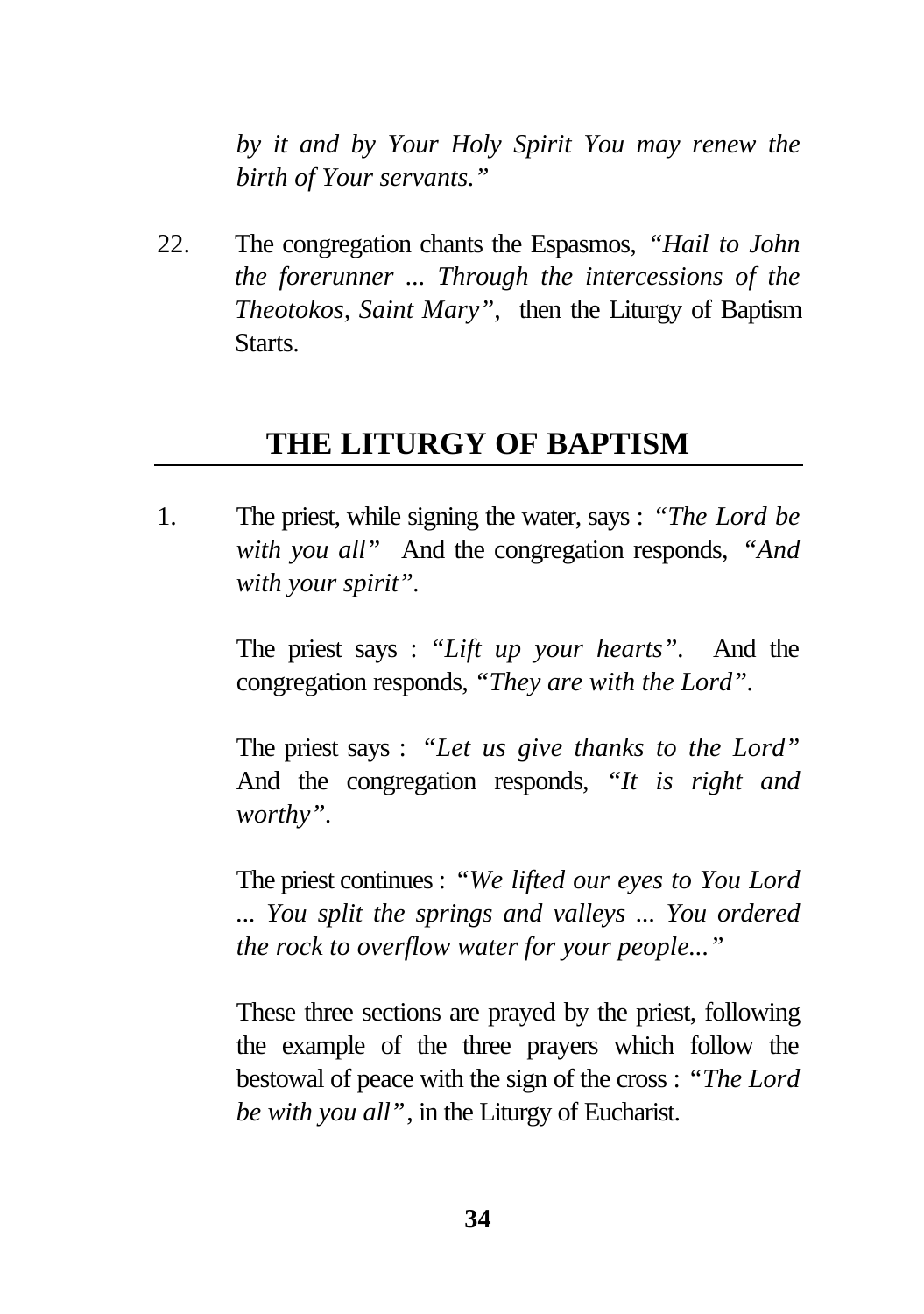*by it and by Your Holy Spirit You may renew the birth of Your servants."*

22. The congregation chants the Espasmos, *"Hail to John the forerunner ... Through the intercessions of the Theotokos, Saint Mary"*, then the Liturgy of Baptism Starts.

## THE LITURGY OF BAPTISM

1. The priest, while signing the water, says : *"The Lord be with you all"* And the congregation responds, *"And with your spirit"*.

   The priest says : *"Lift up your hearts"*. And the congregation responds, *"They are with the Lord"*.

   The priest says : *"Let us give thanks to the Lord"* And the congregation responds, *"It is right and worthy"*.

   The priest continues : *"We lifted our eyes to You Lord ... You split the springs and valleys ... You ordered the rock to overflow water for your people..."*

   These three sections are prayed by the priest, following the example of the three prayers which follow the bestowal of peace with the sign of the cross : *"The Lord be with you all"*, in the Liturgy of Eucharist.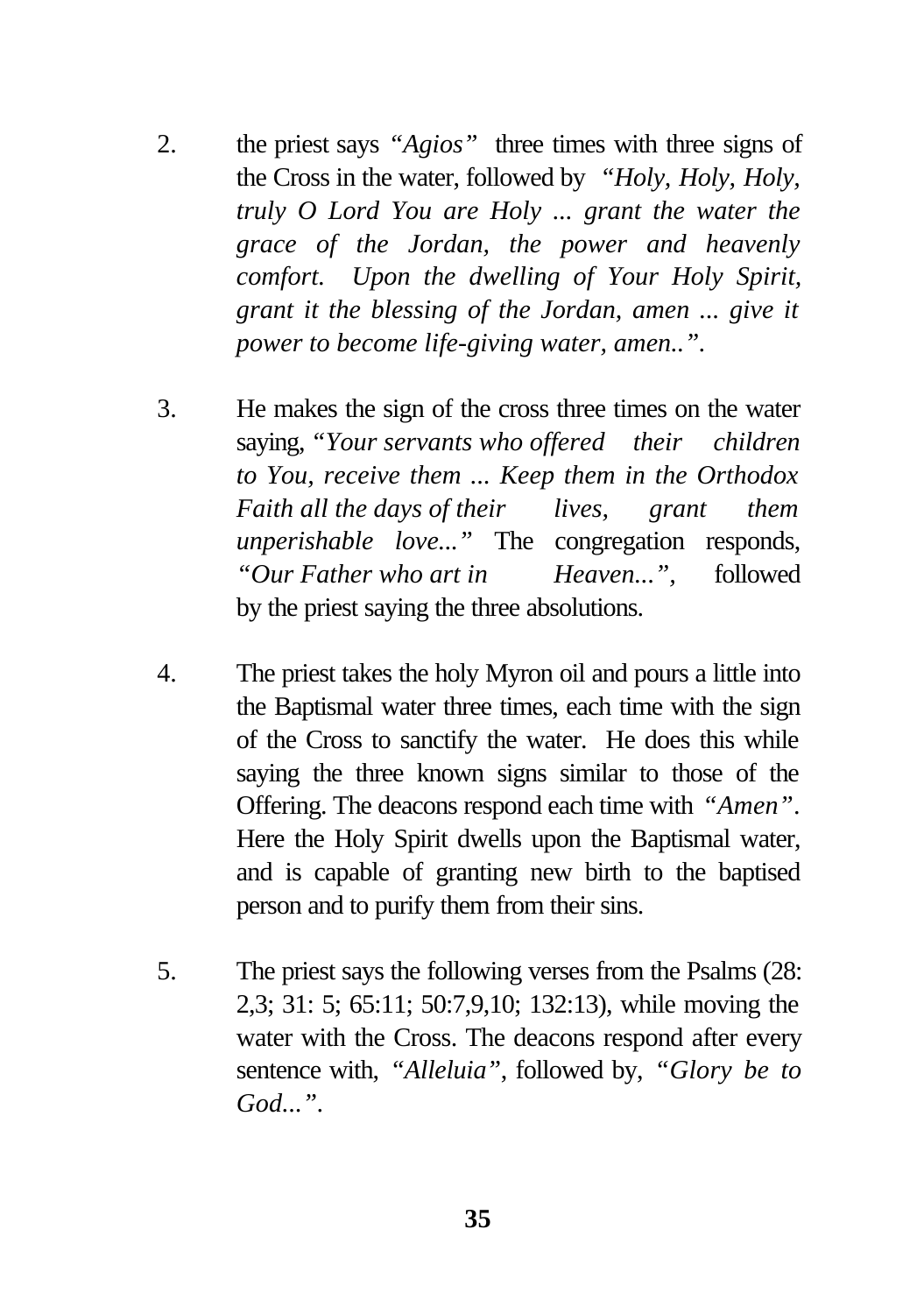2. the priest says *"Agios"* three times with three signs of the Cross in the water, followed by *"Holy, Holy, Holy, truly O Lord You are Holy ... grant the water the grace of the Jordan, the power and heavenly comfort. Upon the dwelling of Your Holy Spirit, grant it the blessing of the Jordan, amen ... give it power to become life-giving water, amen.."*.

3. He makes the sign of the cross three times on the water saying, *"Your servants who offered their children to You, receive them ... Keep them in the Orthodox Faith all the days of their lives, grant them unperishable love..."* The congregation responds, *"Our Father who art in Heaven..."*, followed by the priest saying the three absolutions.

4. The priest takes the holy Myron oil and pours a little into the Baptismal water three times, each time with the sign of the Cross to sanctify the water. He does this while saying the three known signs similar to those of the Offering. The deacons respond each time with *"Amen"*. Here the Holy Spirit dwells upon the Baptismal water, and is capable of granting new birth to the baptised person and to purify them from their sins.

5. The priest says the following verses from the Psalms (28: 2,3; 31: 5; 65:11; 50:7,9,10; 132:13), while moving the water with the Cross. The deacons respond after every sentence with, *"Alleluia"*, followed by, *"Glory be to God..."*.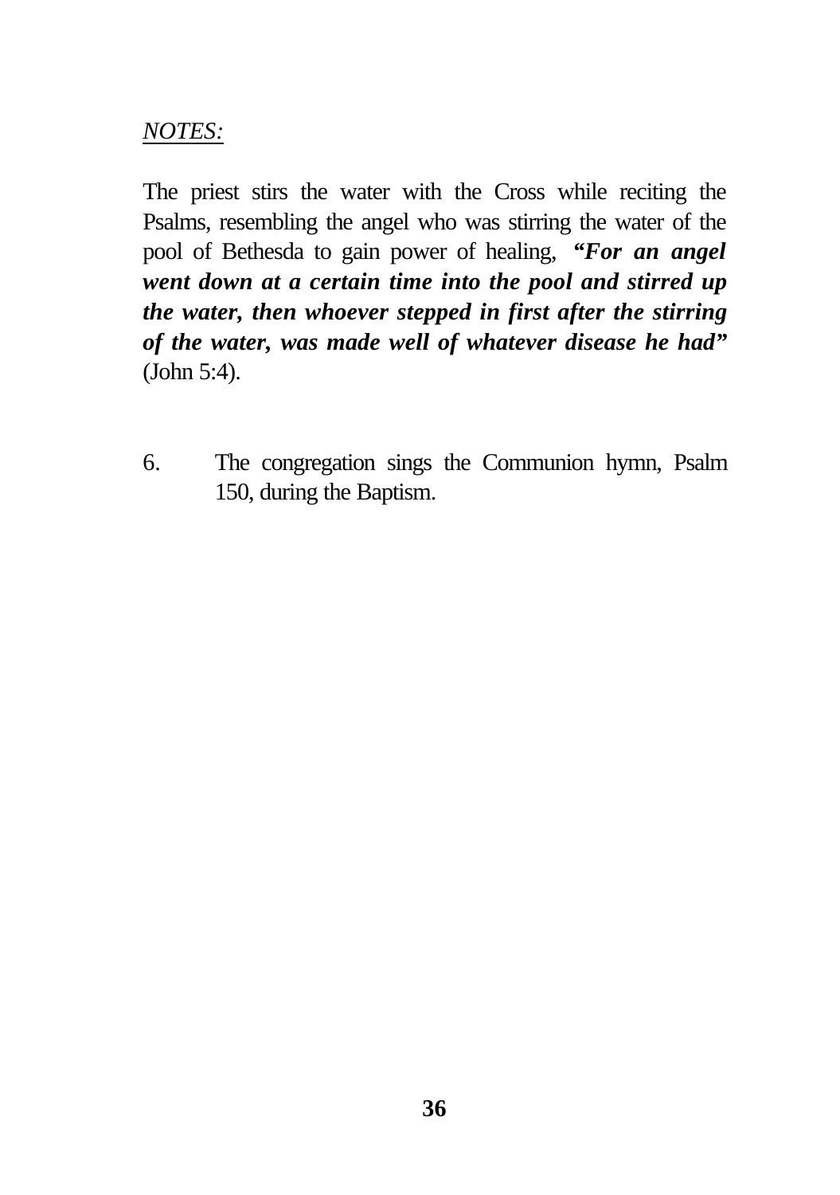*NOTES:*

The priest stirs the water with the Cross while reciting the Psalms, resembling the angel who was stirring the water of the pool of Bethesda to gain power of healing, ***"For an angel went down at a certain time into the pool and stirred up the water, then whoever stepped in first after the stirring of the water, was made well of whatever disease he had"*** (John 5:4).

6. The congregation sings the Communion hymn, Psalm 150, during the Baptism.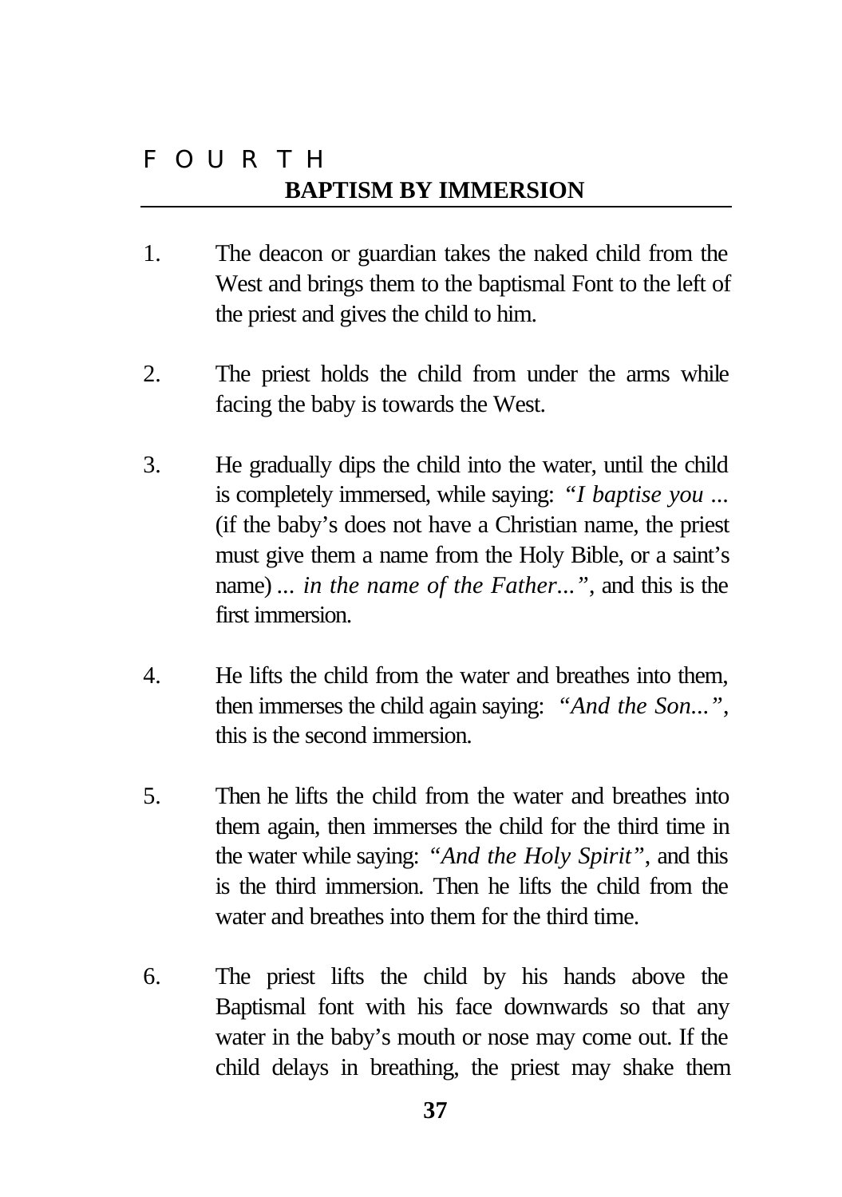FOURTH

## BAPTISM BY IMMERSION

1. The deacon or guardian takes the naked child from the West and brings them to the baptismal Font to the left of the priest and gives the child to him.

2. The priest holds the child from under the arms while facing the baby is towards the West.

3. He gradually dips the child into the water, until the child is completely immersed, while saying: *"I baptise you ...* (if the baby's does not have a Christian name, the priest must give them a name from the Holy Bible, or a saint's name) *... in the name of the Father..."*, and this is the first immersion.

4. He lifts the child from the water and breathes into them, then immerses the child again saying: *"And the Son..."*, this is the second immersion.

5. Then he lifts the child from the water and breathes into them again, then immerses the child for the third time in the water while saying: *"And the Holy Spirit"*, and this is the third immersion. Then he lifts the child from the water and breathes into them for the third time.

6. The priest lifts the child by his hands above the Baptismal font with his face downwards so that any water in the baby's mouth or nose may come out. If the child delays in breathing, the priest may shake them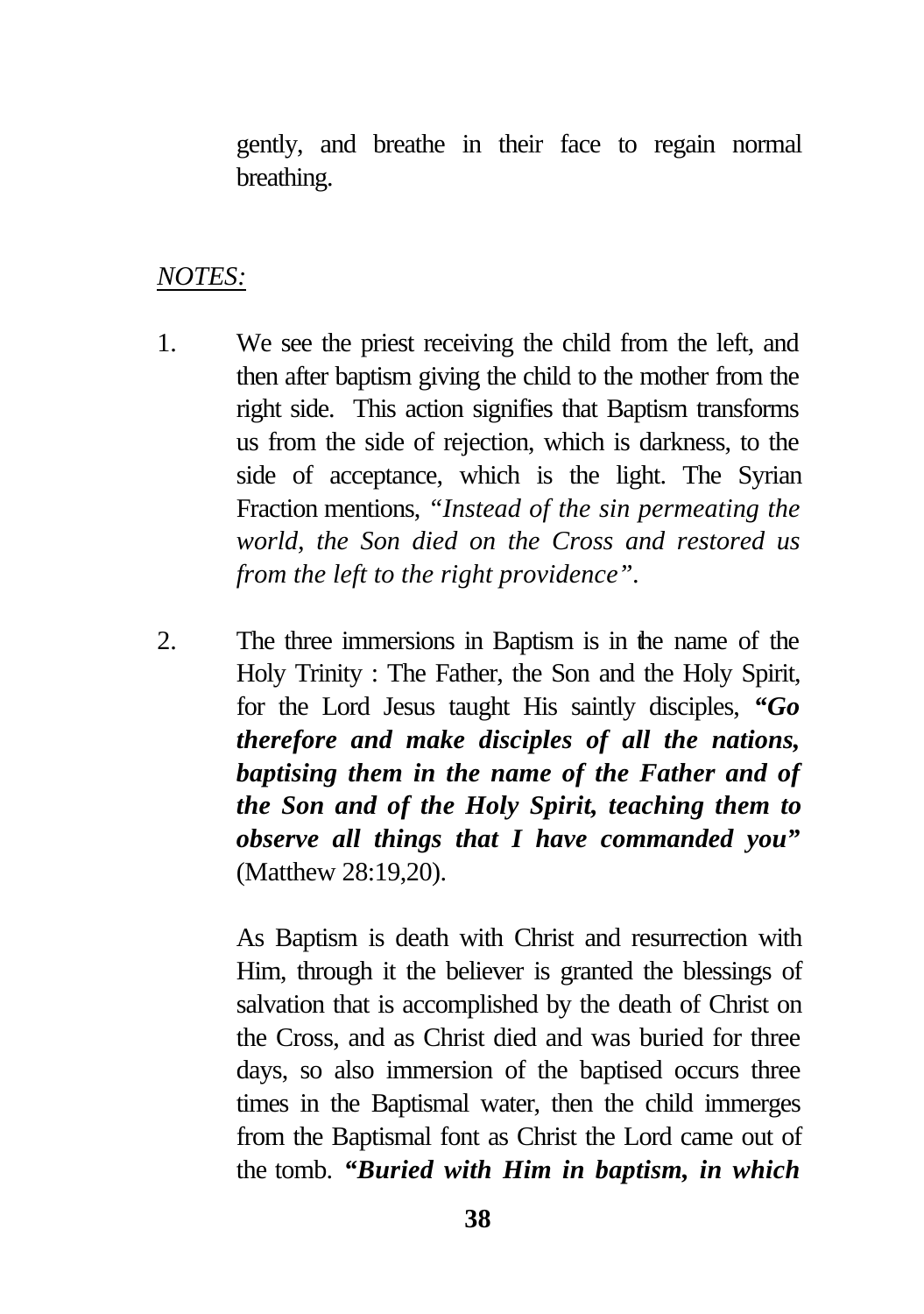gently, and breathe in their face to regain normal breathing.

*NOTES:*

1. We see the priest receiving the child from the left, and then after baptism giving the child to the mother from the right side. This action signifies that Baptism transforms us from the side of rejection, which is darkness, to the side of acceptance, which is the light. The Syrian Fraction mentions, *"Instead of the sin permeating the world, the Son died on the Cross and restored us from the left to the right providence"*.

2. The three immersions in Baptism is in the name of the Holy Trinity : The Father, the Son and the Holy Spirit, for the Lord Jesus taught His saintly disciples, ***"Go therefore and make disciples of all the nations, baptising them in the name of the Father and of the Son and of the Holy Spirit, teaching them to observe all things that I have commanded you"*** (Matthew 28:19,20).

   As Baptism is death with Christ and resurrection with Him, through it the believer is granted the blessings of salvation that is accomplished by the death of Christ on the Cross, and as Christ died and was buried for three days, so also immersion of the baptised occurs three times in the Baptismal water, then the child immerges from the Baptismal font as Christ the Lord came out of the tomb. ***"Buried with Him in baptism, in which***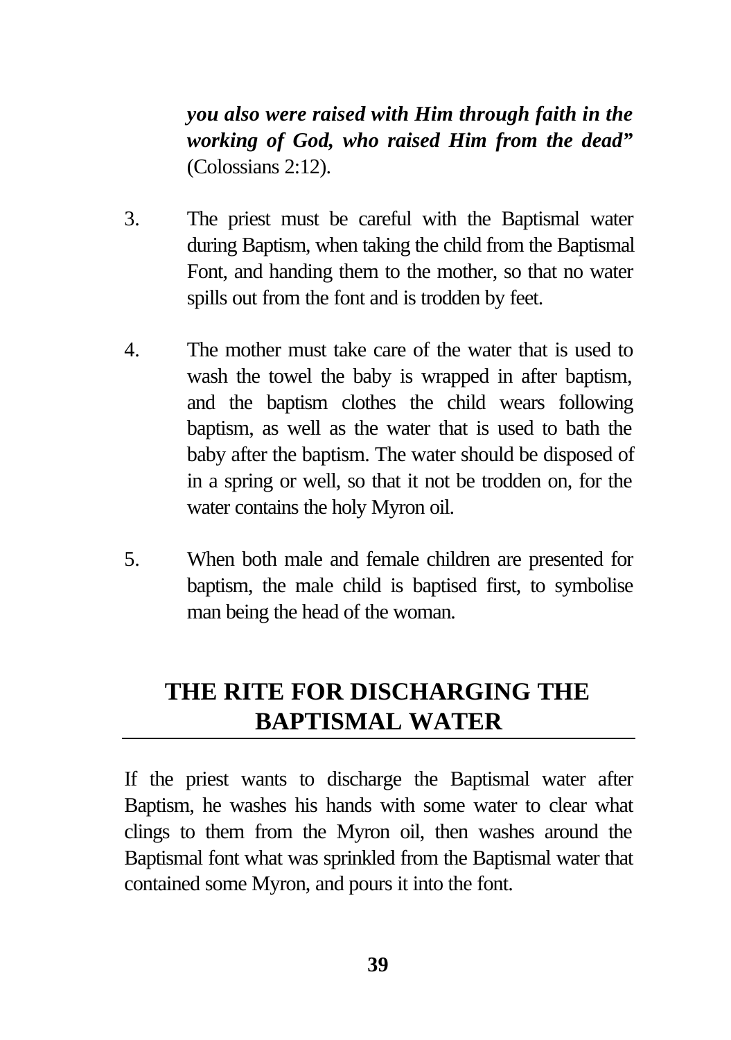***you also were raised with Him through faith in the working of God, who raised Him from the dead"*** (Colossians 2:12).

3. The priest must be careful with the Baptismal water during Baptism, when taking the child from the Baptismal Font, and handing them to the mother, so that no water spills out from the font and is trodden by feet.

4. The mother must take care of the water that is used to wash the towel the baby is wrapped in after baptism, and the baptism clothes the child wears following baptism, as well as the water that is used to bath the baby after the baptism. The water should be disposed of in a spring or well, so that it not be trodden on, for the water contains the holy Myron oil.

5. When both male and female children are presented for baptism, the male child is baptised first, to symbolise man being the head of the woman.

## THE RITE FOR DISCHARGING THE BAPTISMAL WATER

If the priest wants to discharge the Baptismal water after Baptism, he washes his hands with some water to clear what clings to them from the Myron oil, then washes around the Baptismal font what was sprinkled from the Baptismal water that contained some Myron, and pours it into the font.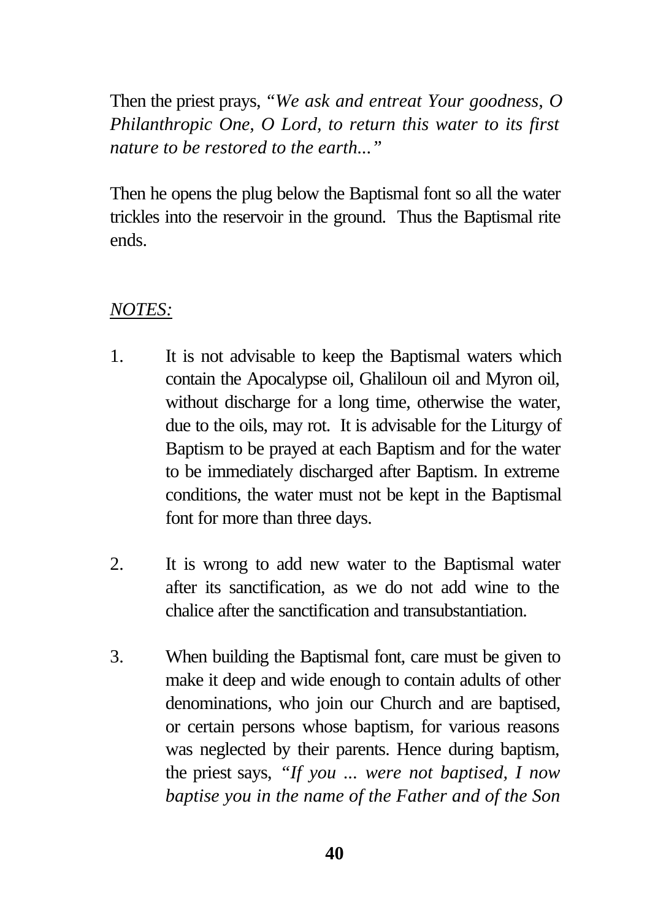Then the priest prays, "*We ask and entreat Your goodness, O Philanthropic One, O Lord, to return this water to its first nature to be restored to the earth...*"

Then he opens the plug below the Baptismal font so all the water trickles into the reservoir in the ground. Thus the Baptismal rite ends.

*NOTES:*

1. It is not advisable to keep the Baptismal waters which contain the Apocalypse oil, Ghaliloun oil and Myron oil, without discharge for a long time, otherwise the water, due to the oils, may rot. It is advisable for the Liturgy of Baptism to be prayed at each Baptism and for the water to be immediately discharged after Baptism. In extreme conditions, the water must not be kept in the Baptismal font for more than three days.

2. It is wrong to add new water to the Baptismal water after its sanctification, as we do not add wine to the chalice after the sanctification and transubstantiation.

3. When building the Baptismal font, care must be given to make it deep and wide enough to contain adults of other denominations, who join our Church and are baptised, or certain persons whose baptism, for various reasons was neglected by their parents. Hence during baptism, the priest says, *"If you ... were not baptised, I now baptise you in the name of the Father and of the Son*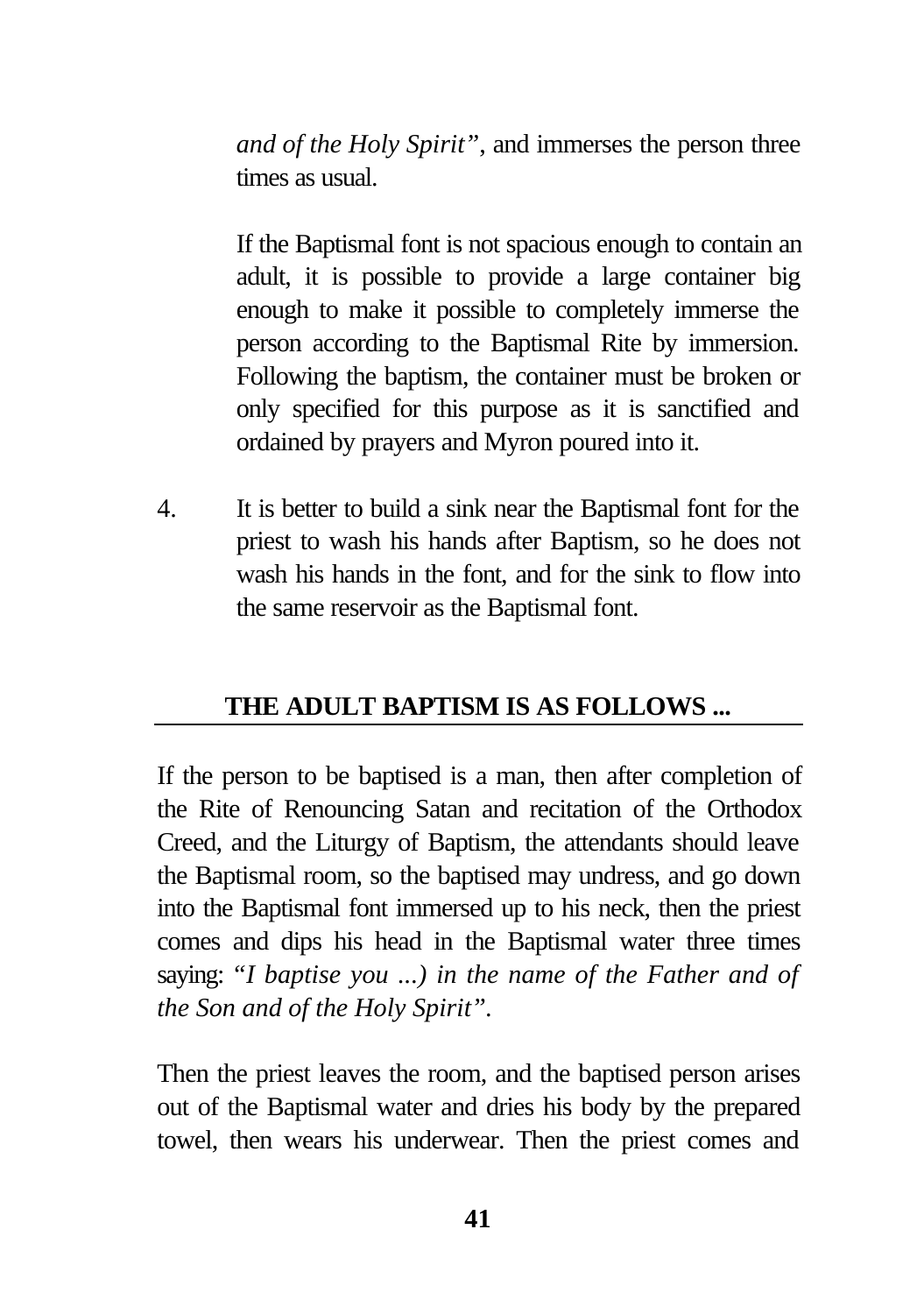*and of the Holy Spirit"*, and immerses the person three times as usual.

If the Baptismal font is not spacious enough to contain an adult, it is possible to provide a large container big enough to make it possible to completely immerse the person according to the Baptismal Rite by immersion. Following the baptism, the container must be broken or only specified for this purpose as it is sanctified and ordained by prayers and Myron poured into it.

4. It is better to build a sink near the Baptismal font for the priest to wash his hands after Baptism, so he does not wash his hands in the font, and for the sink to flow into the same reservoir as the Baptismal font.

## THE ADULT BAPTISM IS AS FOLLOWS ...

If the person to be baptised is a man, then after completion of the Rite of Renouncing Satan and recitation of the Orthodox Creed, and the Liturgy of Baptism, the attendants should leave the Baptismal room, so the baptised may undress, and go down into the Baptismal font immersed up to his neck, then the priest comes and dips his head in the Baptismal water three times saying: *"I baptise you ...) in the name of the Father and of the Son and of the Holy Spirit"*.

Then the priest leaves the room, and the baptised person arises out of the Baptismal water and dries his body by the prepared towel, then wears his underwear. Then the priest comes and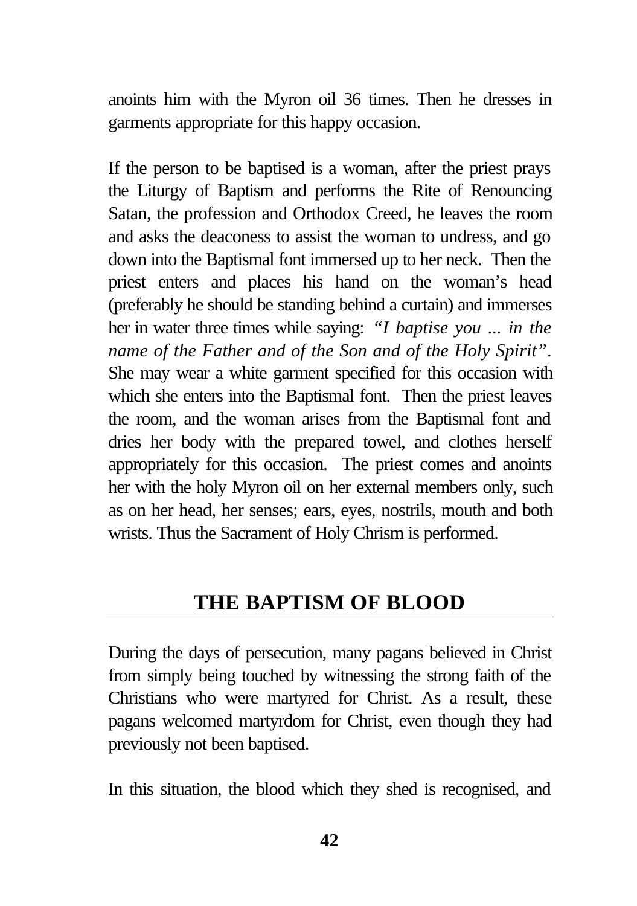anoints him with the Myron oil 36 times. Then he dresses in garments appropriate for this happy occasion.

If the person to be baptised is a woman, after the priest prays the Liturgy of Baptism and performs the Rite of Renouncing Satan, the profession and Orthodox Creed, he leaves the room and asks the deaconess to assist the woman to undress, and go down into the Baptismal font immersed up to her neck. Then the priest enters and places his hand on the woman's head (preferably he should be standing behind a curtain) and immerses her in water three times while saying: *"I baptise you ... in the name of the Father and of the Son and of the Holy Spirit"*. She may wear a white garment specified for this occasion with which she enters into the Baptismal font. Then the priest leaves the room, and the woman arises from the Baptismal font and dries her body with the prepared towel, and clothes herself appropriately for this occasion. The priest comes and anoints her with the holy Myron oil on her external members only, such as on her head, her senses; ears, eyes, nostrils, mouth and both wrists. Thus the Sacrament of Holy Chrism is performed.

## THE BAPTISM OF BLOOD

During the days of persecution, many pagans believed in Christ from simply being touched by witnessing the strong faith of the Christians who were martyred for Christ. As a result, these pagans welcomed martyrdom for Christ, even though they had previously not been baptised.

In this situation, the blood which they shed is recognised, and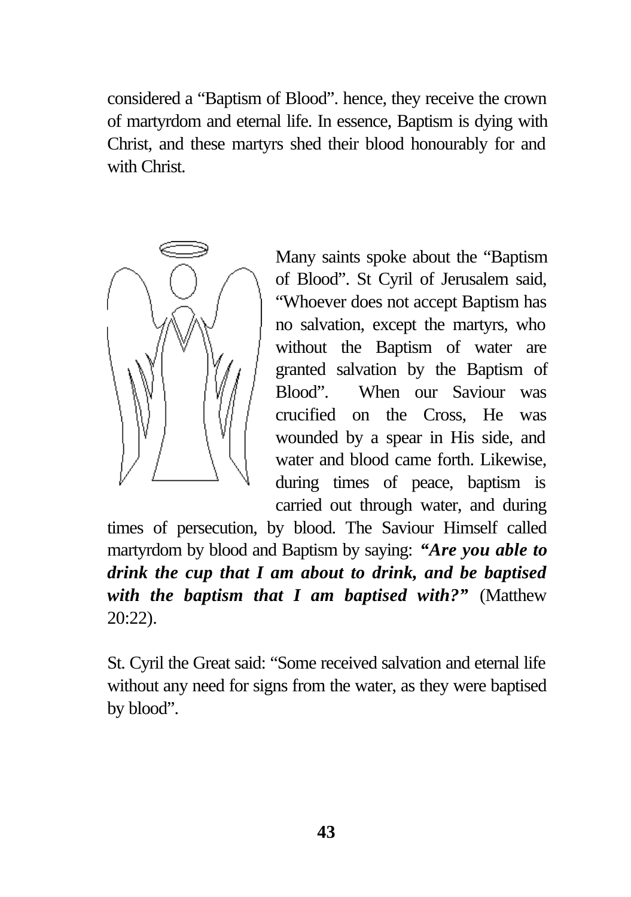considered a "Baptism of Blood". hence, they receive the crown of martyrdom and eternal life. In essence, Baptism is dying with Christ, and these martyrs shed their blood honourably for and with Christ.

Many saints spoke about the "Baptism of Blood". St Cyril of Jerusalem said, "Whoever does not accept Baptism has no salvation, except the martyrs, who without the Baptism of water are granted salvation by the Baptism of Blood". When our Saviour was crucified on the Cross, He was wounded by a spear in His side, and water and blood came forth. Likewise, during times of peace, baptism is carried out through water, and during times of persecution, by blood. The Saviour Himself called martyrdom by blood and Baptism by saying: ***"Are you able to drink the cup that I am about to drink, and be baptised with the baptism that I am baptised with?"*** (Matthew 20:22).

St. Cyril the Great said: "Some received salvation and eternal life without any need for signs from the water, as they were baptised by blood".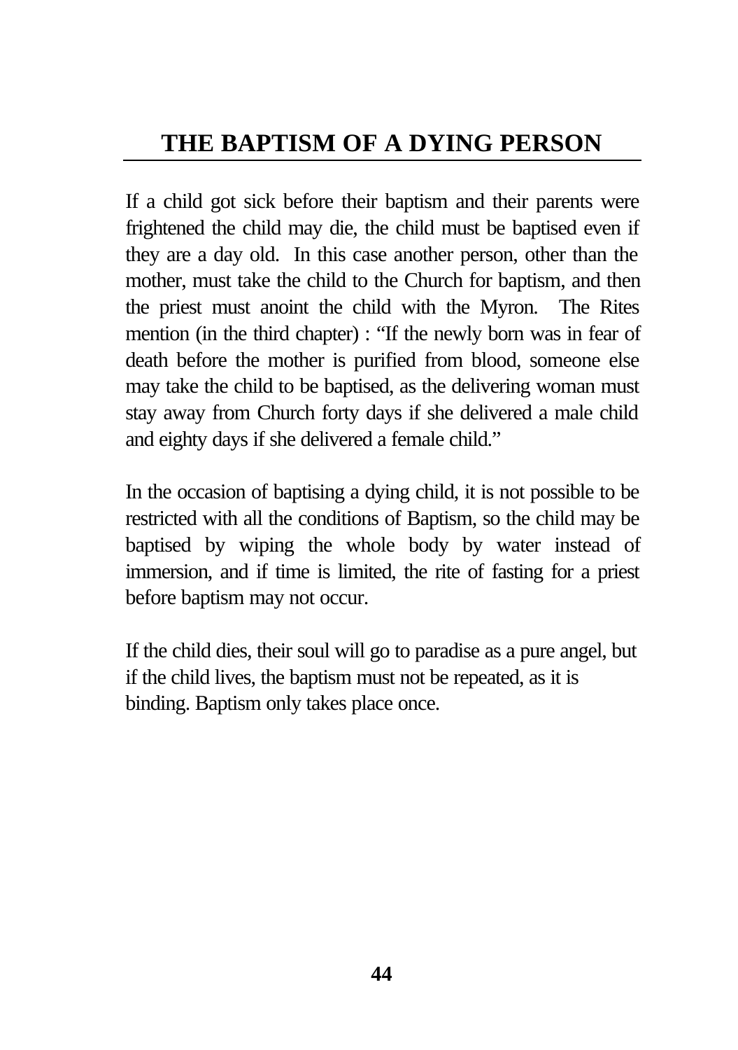# THE BAPTISM OF A DYING PERSON

If a child got sick before their baptism and their parents were frightened the child may die, the child must be baptised even if they are a day old. In this case another person, other than the mother, must take the child to the Church for baptism, and then the priest must anoint the child with the Myron. The Rites mention (in the third chapter) : "If the newly born was in fear of death before the mother is purified from blood, someone else may take the child to be baptised, as the delivering woman must stay away from Church forty days if she delivered a male child and eighty days if she delivered a female child."

In the occasion of baptising a dying child, it is not possible to be restricted with all the conditions of Baptism, so the child may be baptised by wiping the whole body by water instead of immersion, and if time is limited, the rite of fasting for a priest before baptism may not occur.

If the child dies, their soul will go to paradise as a pure angel, but if the child lives, the baptism must not be repeated, as it is binding. Baptism only takes place once.